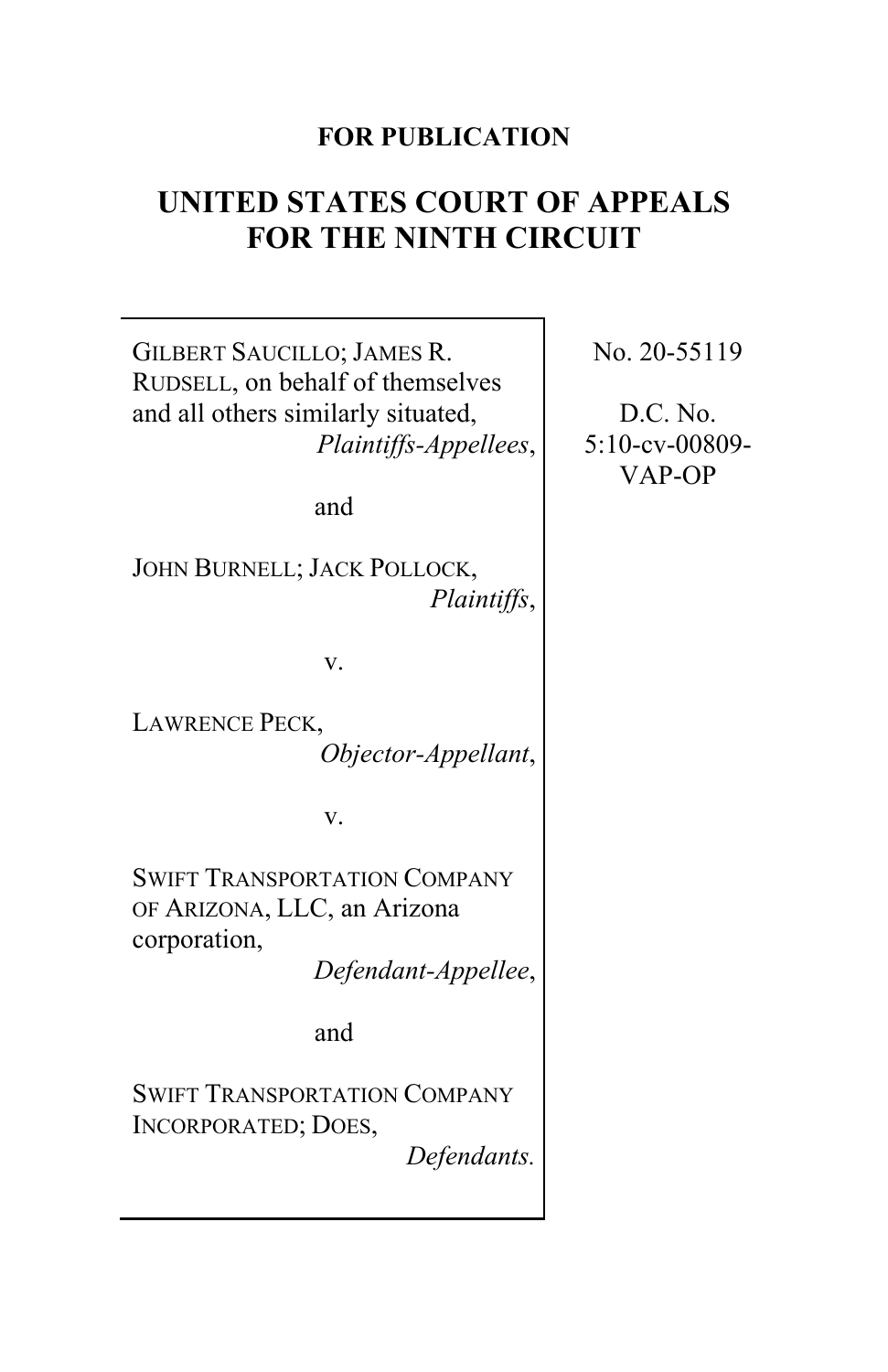**FOR PUBLICATION**

# UNITED STATES COURT OF APPEALS FOR THE NINTH CIRCUIT

GILBERT SAUCILLO; JAMES R. RUDSELL, on behalf of themselves and all others similarly situated,
*Plaintiffs-Appellees*,

and

JOHN BURNELL; JACK POLLOCK,
*Plaintiffs*,

v.

LAWRENCE PECK,
*Objector-Appellant*,

v.

SWIFT TRANSPORTATION COMPANY OF ARIZONA, LLC, an Arizona corporation,
*Defendant-Appellee*,

and

SWIFT TRANSPORTATION COMPANY INCORPORATED; DOES,
*Defendants.*

No. 20-55119

D.C. No. 5:10-cv-00809-VAP-OP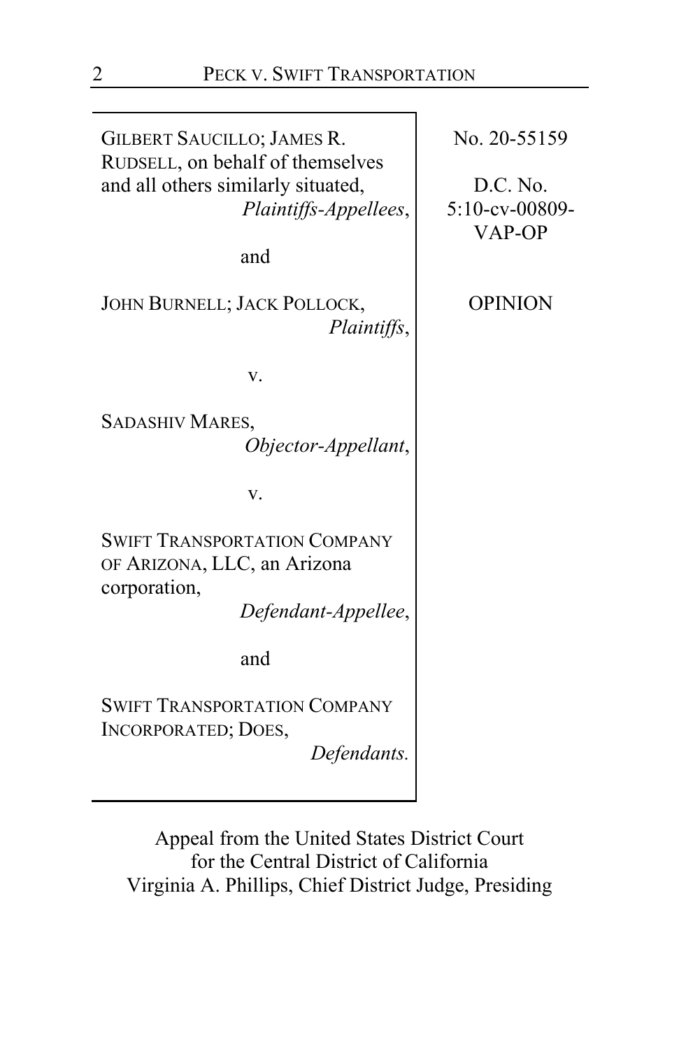| | |
|---|---|
| GILBERT SAUCILLO; JAMES R. RUDSELL, on behalf of themselves and all others similarly situated, *Plaintiffs-Appellees*, | No. 20-55159 |
| and | D.C. No. 5:10-cv-00809-VAP-OP |
| JOHN BURNELL; JACK POLLOCK, *Plaintiffs*, | OPINION |
| v. | |
| SADASHIV MARES, *Objector-Appellant*, | |
| v. | |
| SWIFT TRANSPORTATION COMPANY OF ARIZONA, LLC, an Arizona corporation, *Defendant-Appellee*, | |
| and | |
| SWIFT TRANSPORTATION COMPANY INCORPORATED; DOES, *Defendants.* | |

Appeal from the United States District Court
for the Central District of California
Virginia A. Phillips, Chief District Judge, Presiding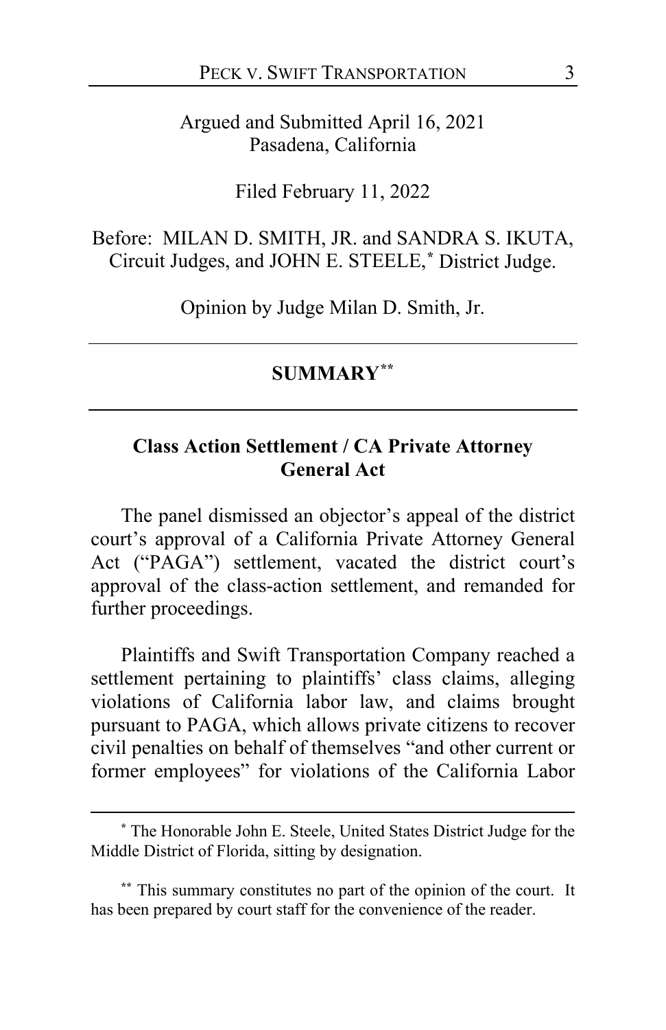Argued and Submitted April 16, 2021
Pasadena, California

Filed February 11, 2022

Before: MILAN D. SMITH, JR. and SANDRA S. IKUTA, Circuit Judges, and JOHN E. STEELE,[*] District Judge.

Opinion by Judge Milan D. Smith, Jr.

---

## SUMMARY[**]

---

### Class Action Settlement / CA Private Attorney General Act

The panel dismissed an objector's appeal of the district court's approval of a California Private Attorney General Act ("PAGA") settlement, vacated the district court's approval of the class-action settlement, and remanded for further proceedings.

Plaintiffs and Swift Transportation Company reached a settlement pertaining to plaintiffs' class claims, alleging violations of California labor law, and claims brought pursuant to PAGA, which allows private citizens to recover civil penalties on behalf of themselves "and other current or former employees" for violations of the California Labor

---

[*] The Honorable John E. Steele, United States District Judge for the Middle District of Florida, sitting by designation.

[**] This summary constitutes no part of the opinion of the court. It has been prepared by court staff for the convenience of the reader.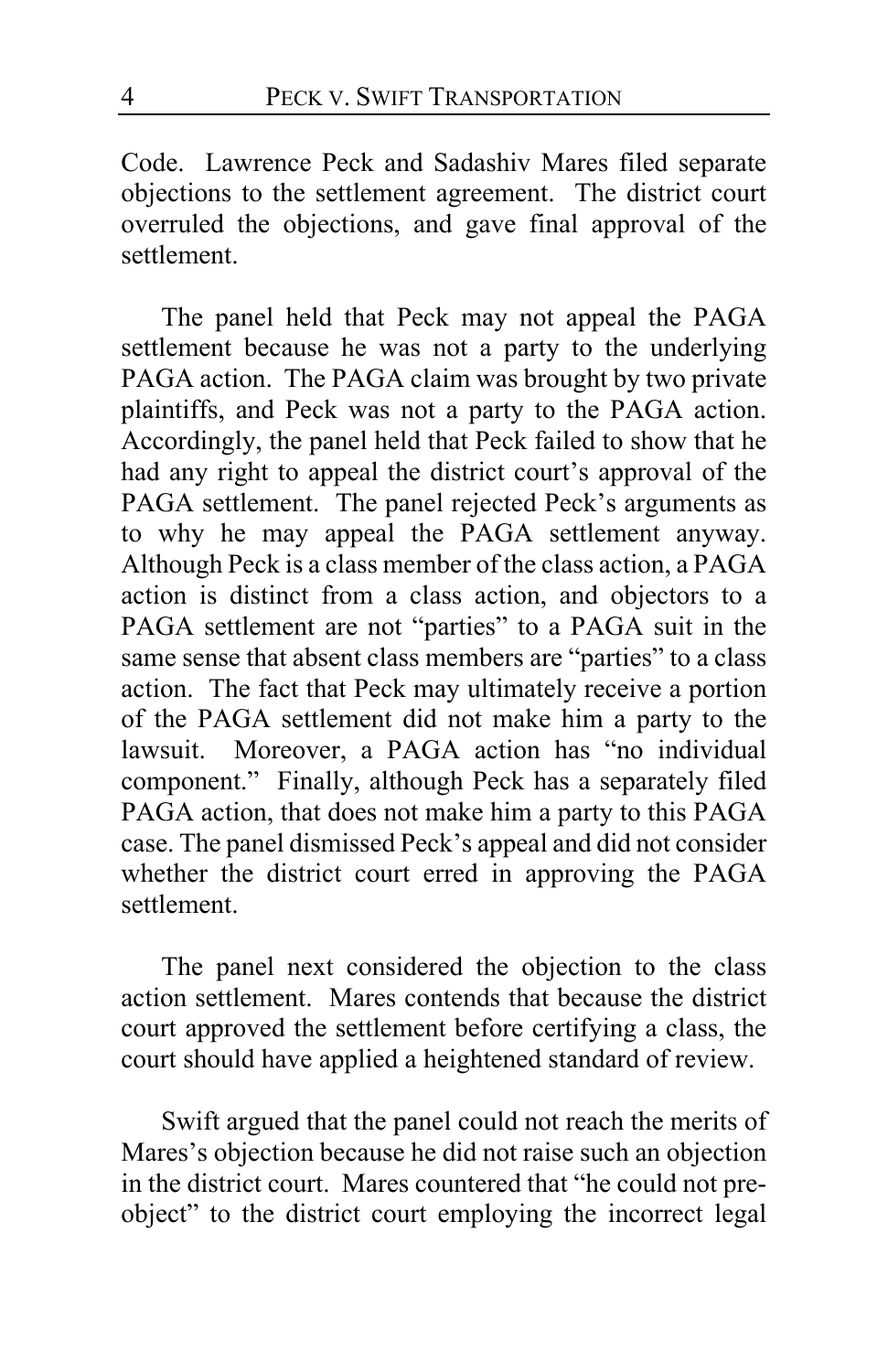Code. Lawrence Peck and Sadashiv Mares filed separate objections to the settlement agreement. The district court overruled the objections, and gave final approval of the settlement.

The panel held that Peck may not appeal the PAGA settlement because he was not a party to the underlying PAGA action. The PAGA claim was brought by two private plaintiffs, and Peck was not a party to the PAGA action. Accordingly, the panel held that Peck failed to show that he had any right to appeal the district court's approval of the PAGA settlement. The panel rejected Peck's arguments as to why he may appeal the PAGA settlement anyway. Although Peck is a class member of the class action, a PAGA action is distinct from a class action, and objectors to a PAGA settlement are not "parties" to a PAGA suit in the same sense that absent class members are "parties" to a class action. The fact that Peck may ultimately receive a portion of the PAGA settlement did not make him a party to the lawsuit. Moreover, a PAGA action has "no individual component." Finally, although Peck has a separately filed PAGA action, that does not make him a party to this PAGA case. The panel dismissed Peck's appeal and did not consider whether the district court erred in approving the PAGA settlement.

The panel next considered the objection to the class action settlement. Mares contends that because the district court approved the settlement before certifying a class, the court should have applied a heightened standard of review.

Swift argued that the panel could not reach the merits of Mares's objection because he did not raise such an objection in the district court. Mares countered that "he could not pre-object" to the district court employing the incorrect legal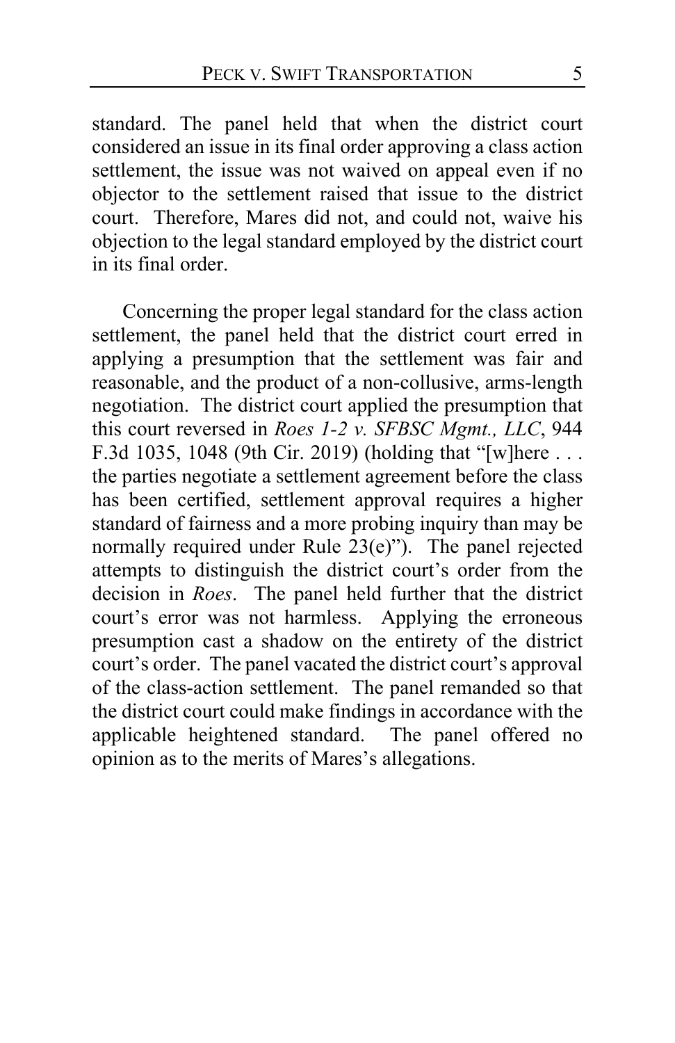standard. The panel held that when the district court considered an issue in its final order approving a class action settlement, the issue was not waived on appeal even if no objector to the settlement raised that issue to the district court. Therefore, Mares did not, and could not, waive his objection to the legal standard employed by the district court in its final order.

Concerning the proper legal standard for the class action settlement, the panel held that the district court erred in applying a presumption that the settlement was fair and reasonable, and the product of a non-collusive, arms-length negotiation. The district court applied the presumption that this court reversed in *Roes 1-2 v. SFBSC Mgmt., LLC*, 944 F.3d 1035, 1048 (9th Cir. 2019) (holding that "[w]here . . . the parties negotiate a settlement agreement before the class has been certified, settlement approval requires a higher standard of fairness and a more probing inquiry than may be normally required under Rule 23(e)"). The panel rejected attempts to distinguish the district court's order from the decision in *Roes*. The panel held further that the district court's error was not harmless. Applying the erroneous presumption cast a shadow on the entirety of the district court's order. The panel vacated the district court's approval of the class-action settlement. The panel remanded so that the district court could make findings in accordance with the applicable heightened standard. The panel offered no opinion as to the merits of Mares's allegations.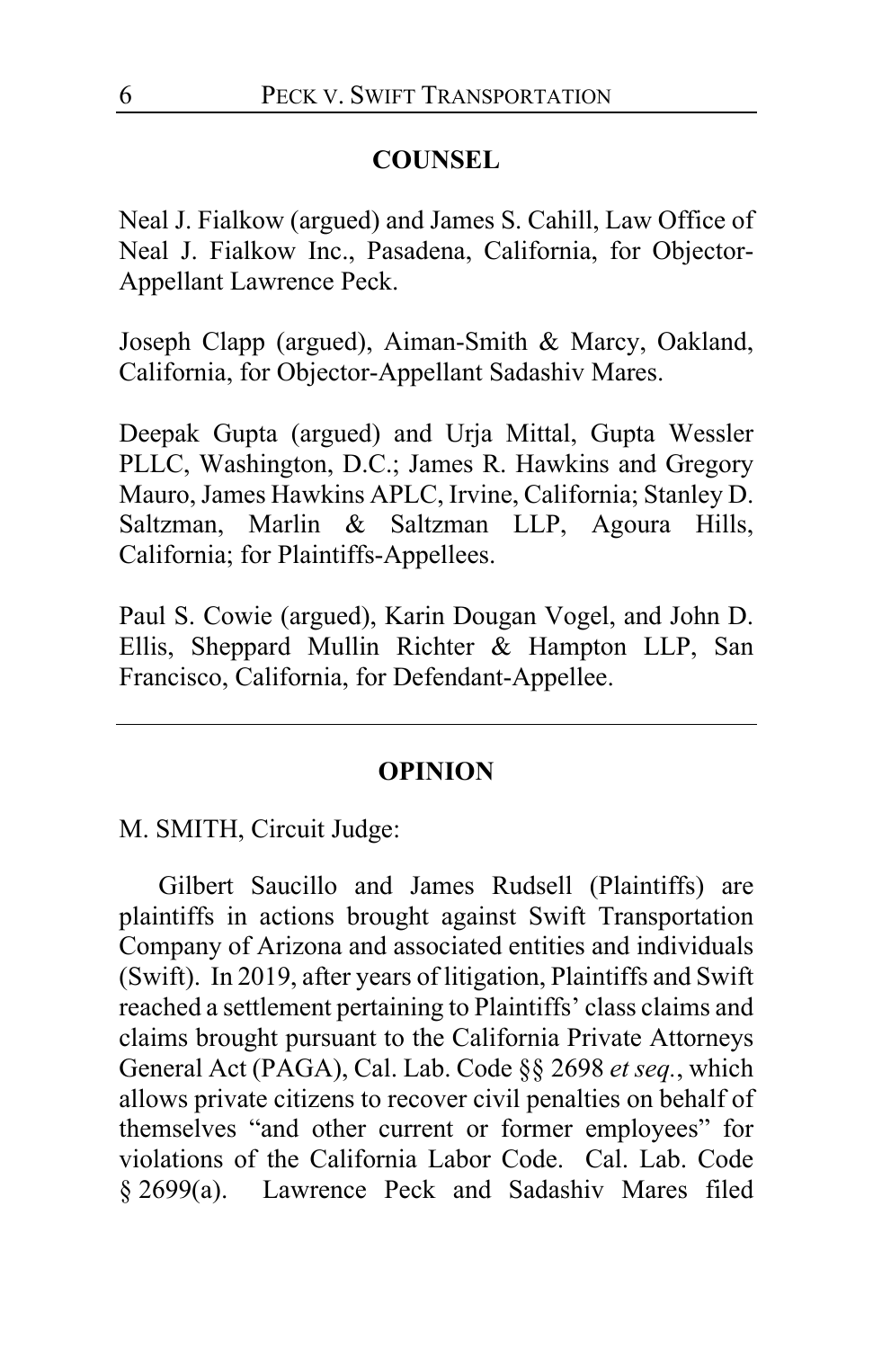## COUNSEL

Neal J. Fialkow (argued) and James S. Cahill, Law Office of Neal J. Fialkow Inc., Pasadena, California, for Objector-Appellant Lawrence Peck.

Joseph Clapp (argued), Aiman-Smith & Marcy, Oakland, California, for Objector-Appellant Sadashiv Mares.

Deepak Gupta (argued) and Urja Mittal, Gupta Wessler PLLC, Washington, D.C.; James R. Hawkins and Gregory Mauro, James Hawkins APLC, Irvine, California; Stanley D. Saltzman, Marlin & Saltzman LLP, Agoura Hills, California; for Plaintiffs-Appellees.

Paul S. Cowie (argued), Karin Dougan Vogel, and John D. Ellis, Sheppard Mullin Richter & Hampton LLP, San Francisco, California, for Defendant-Appellee.

---

## OPINION

M. SMITH, Circuit Judge:

Gilbert Saucillo and James Rudsell (Plaintiffs) are plaintiffs in actions brought against Swift Transportation Company of Arizona and associated entities and individuals (Swift). In 2019, after years of litigation, Plaintiffs and Swift reached a settlement pertaining to Plaintiffs' class claims and claims brought pursuant to the California Private Attorneys General Act (PAGA), Cal. Lab. Code §§ 2698 *et seq.*, which allows private citizens to recover civil penalties on behalf of themselves "and other current or former employees" for violations of the California Labor Code. Cal. Lab. Code § 2699(a). Lawrence Peck and Sadashiv Mares filed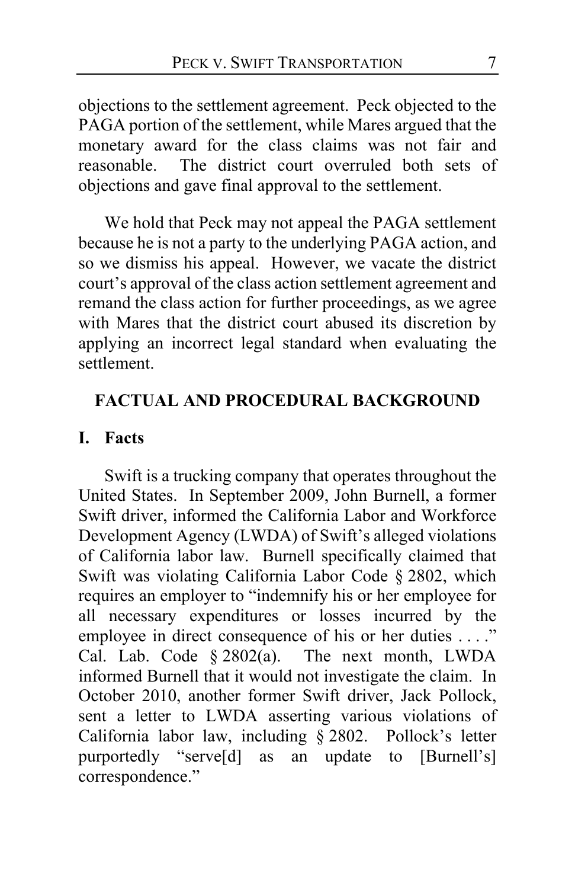objections to the settlement agreement. Peck objected to the PAGA portion of the settlement, while Mares argued that the monetary award for the class claims was not fair and reasonable. The district court overruled both sets of objections and gave final approval to the settlement.

We hold that Peck may not appeal the PAGA settlement because he is not a party to the underlying PAGA action, and so we dismiss his appeal. However, we vacate the district court's approval of the class action settlement agreement and remand the class action for further proceedings, as we agree with Mares that the district court abused its discretion by applying an incorrect legal standard when evaluating the settlement.

## FACTUAL AND PROCEDURAL BACKGROUND

### I. Facts

Swift is a trucking company that operates throughout the United States. In September 2009, John Burnell, a former Swift driver, informed the California Labor and Workforce Development Agency (LWDA) of Swift's alleged violations of California labor law. Burnell specifically claimed that Swift was violating California Labor Code § 2802, which requires an employer to "indemnify his or her employee for all necessary expenditures or losses incurred by the employee in direct consequence of his or her duties . . . ." Cal. Lab. Code § 2802(a). The next month, LWDA informed Burnell that it would not investigate the claim. In October 2010, another former Swift driver, Jack Pollock, sent a letter to LWDA asserting various violations of California labor law, including § 2802. Pollock's letter purportedly "serve[d] as an update to [Burnell's] correspondence."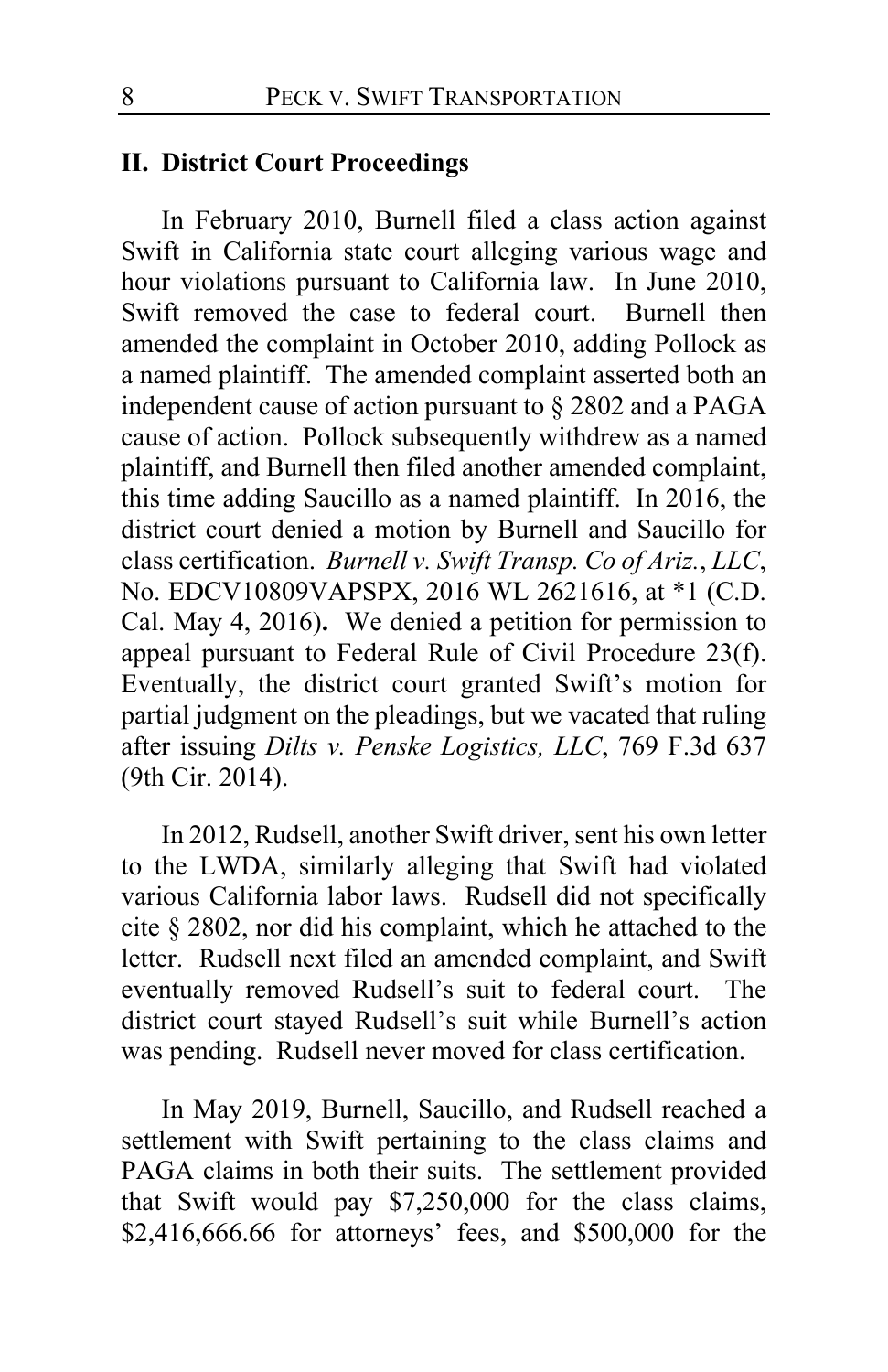## II. District Court Proceedings

In February 2010, Burnell filed a class action against Swift in California state court alleging various wage and hour violations pursuant to California law. In June 2010, Swift removed the case to federal court. Burnell then amended the complaint in October 2010, adding Pollock as a named plaintiff. The amended complaint asserted both an independent cause of action pursuant to § 2802 and a PAGA cause of action. Pollock subsequently withdrew as a named plaintiff, and Burnell then filed another amended complaint, this time adding Saucillo as a named plaintiff. In 2016, the district court denied a motion by Burnell and Saucillo for class certification. *Burnell v. Swift Transp. Co of Ariz.*, *LLC*, No. EDCV10809VAPSPX, 2016 WL 2621616, at *1 (C.D. Cal. May 4, 2016)**.** We denied a petition for permission to appeal pursuant to Federal Rule of Civil Procedure 23(f). Eventually, the district court granted Swift's motion for partial judgment on the pleadings, but we vacated that ruling after issuing *Dilts v. Penske Logistics, LLC*, 769 F.3d 637 (9th Cir. 2014).

In 2012, Rudsell, another Swift driver, sent his own letter to the LWDA, similarly alleging that Swift had violated various California labor laws. Rudsell did not specifically cite § 2802, nor did his complaint, which he attached to the letter. Rudsell next filed an amended complaint, and Swift eventually removed Rudsell's suit to federal court. The district court stayed Rudsell's suit while Burnell's action was pending. Rudsell never moved for class certification.

In May 2019, Burnell, Saucillo, and Rudsell reached a settlement with Swift pertaining to the class claims and PAGA claims in both their suits. The settlement provided that Swift would pay $7,250,000 for the class claims, $2,416,666.66 for attorneys' fees, and $500,000 for the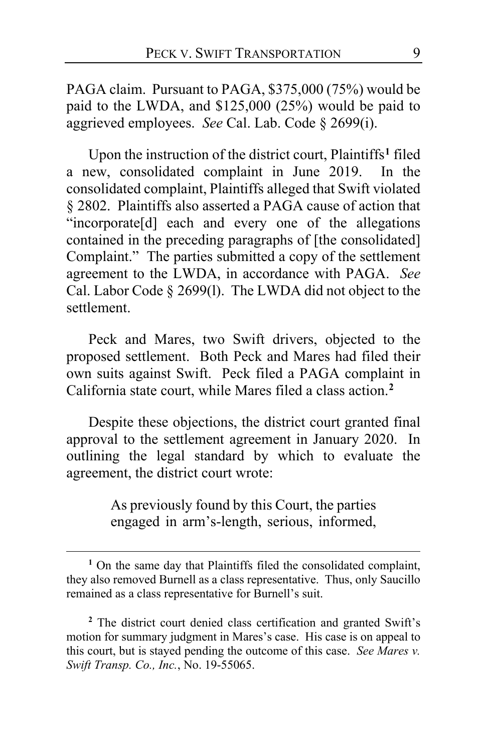PAGA claim. Pursuant to PAGA, $375,000 (75%) would be paid to the LWDA, and $125,000 (25%) would be paid to aggrieved employees. *See* Cal. Lab. Code § 2699(i).

Upon the instruction of the district court, Plaintiffs[1] filed a new, consolidated complaint in June 2019. In the consolidated complaint, Plaintiffs alleged that Swift violated § 2802. Plaintiffs also asserted a PAGA cause of action that "incorporate[d] each and every one of the allegations contained in the preceding paragraphs of [the consolidated] Complaint." The parties submitted a copy of the settlement agreement to the LWDA, in accordance with PAGA. *See* Cal. Labor Code § 2699(l). The LWDA did not object to the settlement.

Peck and Mares, two Swift drivers, objected to the proposed settlement. Both Peck and Mares had filed their own suits against Swift. Peck filed a PAGA complaint in California state court, while Mares filed a class action.[2]

Despite these objections, the district court granted final approval to the settlement agreement in January 2020. In outlining the legal standard by which to evaluate the agreement, the district court wrote:

> As previously found by this Court, the parties engaged in arm's-length, serious, informed,

---

[1] On the same day that Plaintiffs filed the consolidated complaint, they also removed Burnell as a class representative. Thus, only Saucillo remained as a class representative for Burnell's suit.

[2] The district court denied class certification and granted Swift's motion for summary judgment in Mares's case. His case is on appeal to this court, but is stayed pending the outcome of this case. *See Mares v. Swift Transp. Co., Inc.*, No. 19-55065.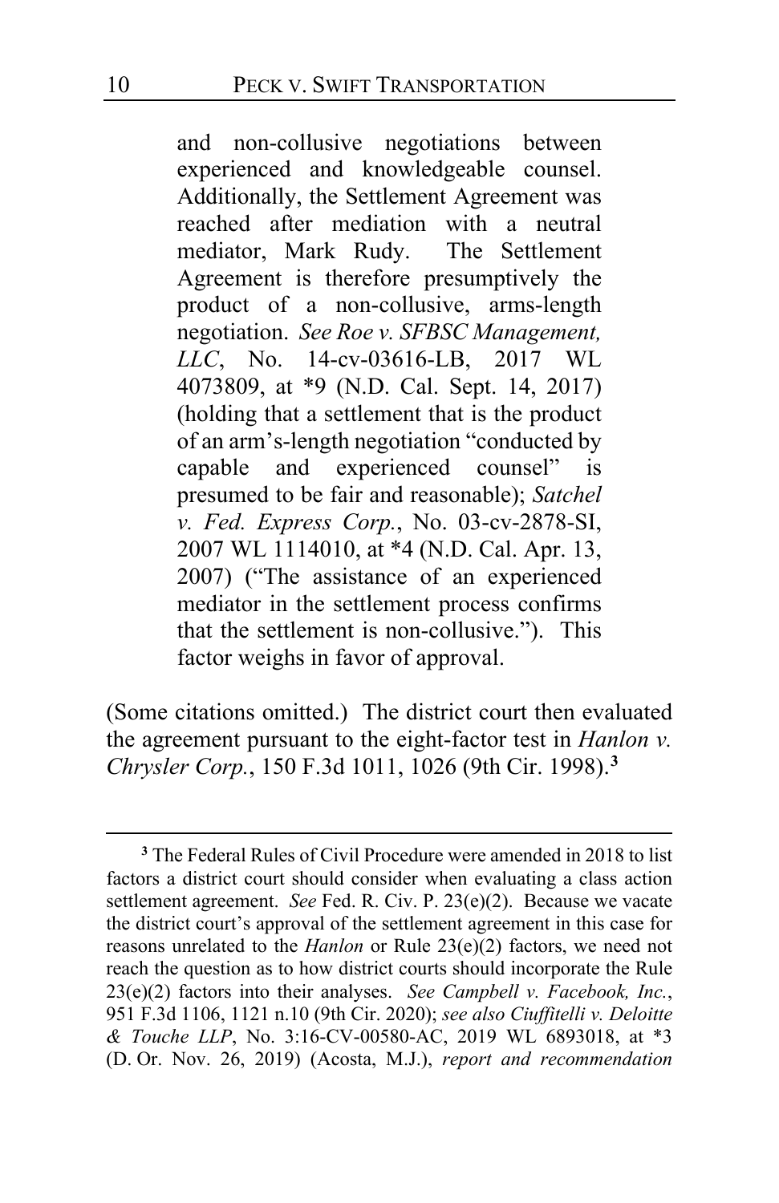> and non-collusive negotiations between experienced and knowledgeable counsel. Additionally, the Settlement Agreement was reached after mediation with a neutral mediator, Mark Rudy. The Settlement Agreement is therefore presumptively the product of a non-collusive, arms-length negotiation. *See Roe v. SFBSC Management, LLC*, No. 14-cv-03616-LB, 2017 WL 4073809, at *9 (N.D. Cal. Sept. 14, 2017) (holding that a settlement that is the product of an arm's-length negotiation "conducted by capable and experienced counsel" is presumed to be fair and reasonable); *Satchel v. Fed. Express Corp.*, No. 03-cv-2878-SI, 2007 WL 1114010, at *4 (N.D. Cal. Apr. 13, 2007) ("The assistance of an experienced mediator in the settlement process confirms that the settlement is non-collusive."). This factor weighs in favor of approval.

(Some citations omitted.) The district court then evaluated the agreement pursuant to the eight-factor test in *Hanlon v. Chrysler Corp.*, 150 F.3d 1011, 1026 (9th Cir. 1998).[3]

---

[3] The Federal Rules of Civil Procedure were amended in 2018 to list factors a district court should consider when evaluating a class action settlement agreement. *See* Fed. R. Civ. P. 23(e)(2). Because we vacate the district court's approval of the settlement agreement in this case for reasons unrelated to the *Hanlon* or Rule 23(e)(2) factors, we need not reach the question as to how district courts should incorporate the Rule 23(e)(2) factors into their analyses. *See Campbell v. Facebook, Inc.*, 951 F.3d 1106, 1121 n.10 (9th Cir. 2020); *see also Ciuffitelli v. Deloitte & Touche LLP*, No. 3:16-CV-00580-AC, 2019 WL 6893018, at *3 (D. Or. Nov. 26, 2019) (Acosta, M.J.), *report and recommendation*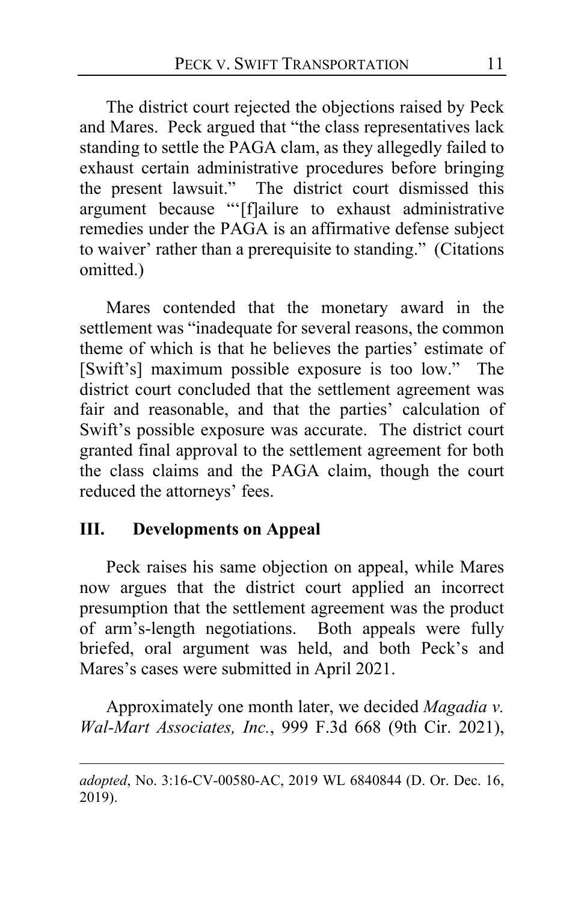The district court rejected the objections raised by Peck and Mares. Peck argued that "the class representatives lack standing to settle the PAGA clam, as they allegedly failed to exhaust certain administrative procedures before bringing the present lawsuit." The district court dismissed this argument because "'[f]ailure to exhaust administrative remedies under the PAGA is an affirmative defense subject to waiver' rather than a prerequisite to standing." (Citations omitted.)

Mares contended that the monetary award in the settlement was "inadequate for several reasons, the common theme of which is that he believes the parties' estimate of [Swift's] maximum possible exposure is too low." The district court concluded that the settlement agreement was fair and reasonable, and that the parties' calculation of Swift's possible exposure was accurate. The district court granted final approval to the settlement agreement for both the class claims and the PAGA claim, though the court reduced the attorneys' fees.

## III. Developments on Appeal

Peck raises his same objection on appeal, while Mares now argues that the district court applied an incorrect presumption that the settlement agreement was the product of arm's-length negotiations. Both appeals were fully briefed, oral argument was held, and both Peck's and Mares's cases were submitted in April 2021.

Approximately one month later, we decided *Magadia v. Wal-Mart Associates, Inc.*, 999 F.3d 668 (9th Cir. 2021),

---

*adopted*, No. 3:16-CV-00580-AC, 2019 WL 6840844 (D. Or. Dec. 16, 2019).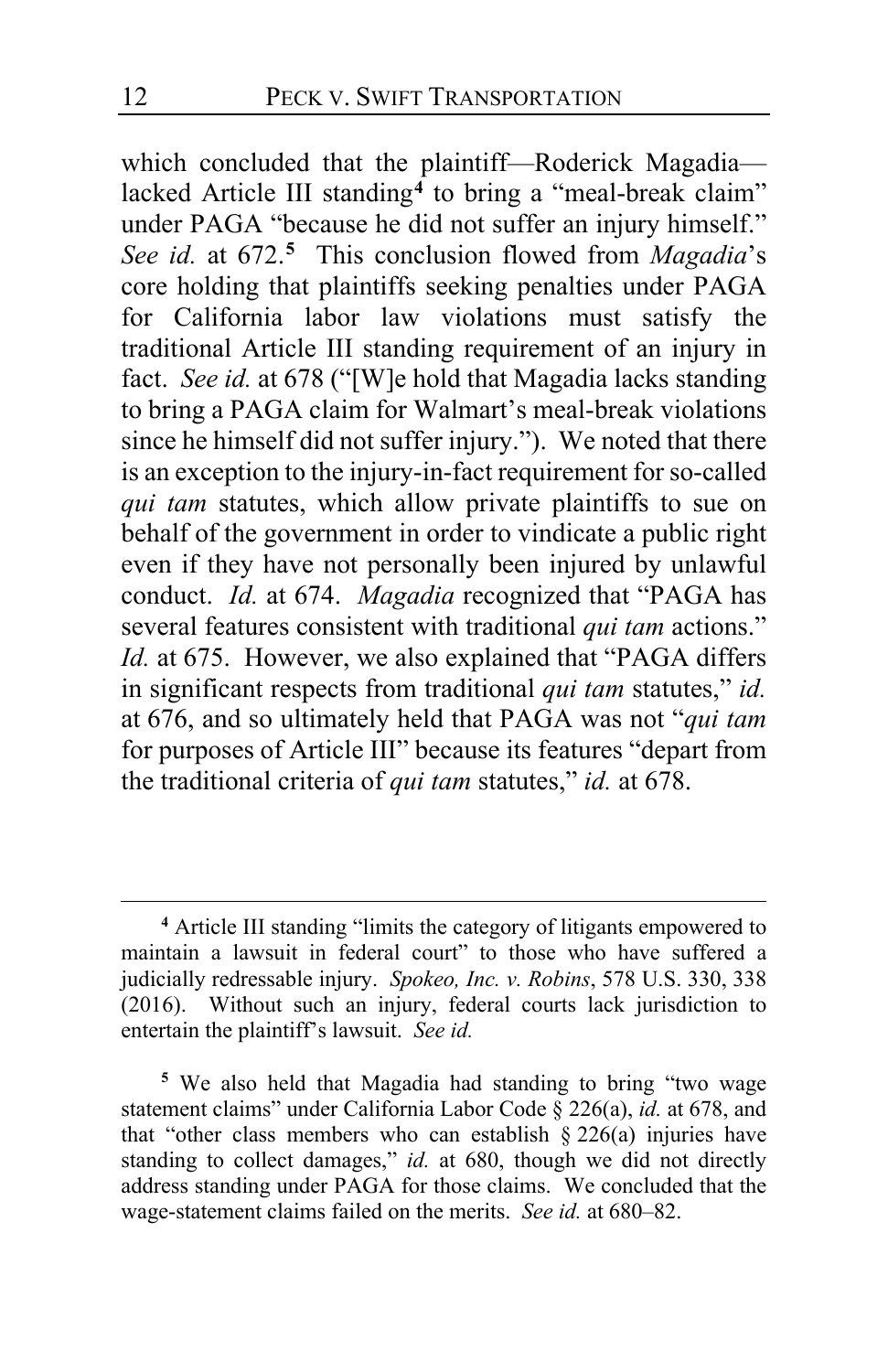which concluded that the plaintiff—Roderick Magadia—lacked Article III standing[4] to bring a "meal-break claim" under PAGA "because he did not suffer an injury himself." *See id.* at 672.[5] This conclusion flowed from *Magadia*'s core holding that plaintiffs seeking penalties under PAGA for California labor law violations must satisfy the traditional Article III standing requirement of an injury in fact. *See id.* at 678 ("[W]e hold that Magadia lacks standing to bring a PAGA claim for Walmart's meal-break violations since he himself did not suffer injury."). We noted that there is an exception to the injury-in-fact requirement for so-called *qui tam* statutes, which allow private plaintiffs to sue on behalf of the government in order to vindicate a public right even if they have not personally been injured by unlawful conduct. *Id.* at 674. *Magadia* recognized that "PAGA has several features consistent with traditional *qui tam* actions." *Id.* at 675. However, we also explained that "PAGA differs in significant respects from traditional *qui tam* statutes," *id.* at 676, and so ultimately held that PAGA was not "*qui tam* for purposes of Article III" because its features "depart from the traditional criteria of *qui tam* statutes," *id.* at 678.

[4] Article III standing "limits the category of litigants empowered to maintain a lawsuit in federal court" to those who have suffered a judicially redressable injury. *Spokeo, Inc. v. Robins*, 578 U.S. 330, 338 (2016). Without such an injury, federal courts lack jurisdiction to entertain the plaintiff's lawsuit. *See id.*

[5] We also held that Magadia had standing to bring "two wage statement claims" under California Labor Code § 226(a), *id.* at 678, and that "other class members who can establish § 226(a) injuries have standing to collect damages," *id.* at 680, though we did not directly address standing under PAGA for those claims. We concluded that the wage-statement claims failed on the merits. *See id.* at 680–82.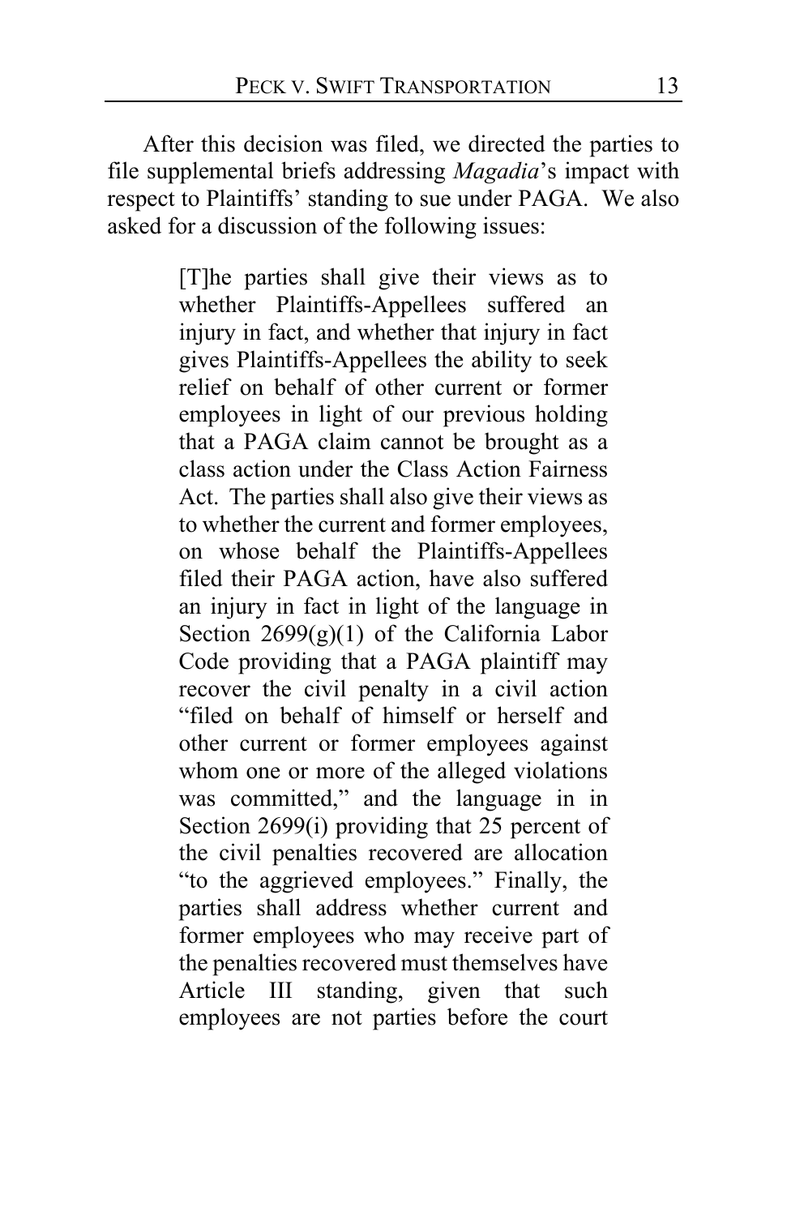After this decision was filed, we directed the parties to file supplemental briefs addressing *Magadia*'s impact with respect to Plaintiffs' standing to sue under PAGA. We also asked for a discussion of the following issues:

> [T]he parties shall give their views as to whether Plaintiffs-Appellees suffered an injury in fact, and whether that injury in fact gives Plaintiffs-Appellees the ability to seek relief on behalf of other current or former employees in light of our previous holding that a PAGA claim cannot be brought as a class action under the Class Action Fairness Act. The parties shall also give their views as to whether the current and former employees, on whose behalf the Plaintiffs-Appellees filed their PAGA action, have also suffered an injury in fact in light of the language in Section 2699(g)(1) of the California Labor Code providing that a PAGA plaintiff may recover the civil penalty in a civil action "filed on behalf of himself or herself and other current or former employees against whom one or more of the alleged violations was committed," and the language in in Section 2699(i) providing that 25 percent of the civil penalties recovered are allocation "to the aggrieved employees." Finally, the parties shall address whether current and former employees who may receive part of the penalties recovered must themselves have Article III standing, given that such employees are not parties before the court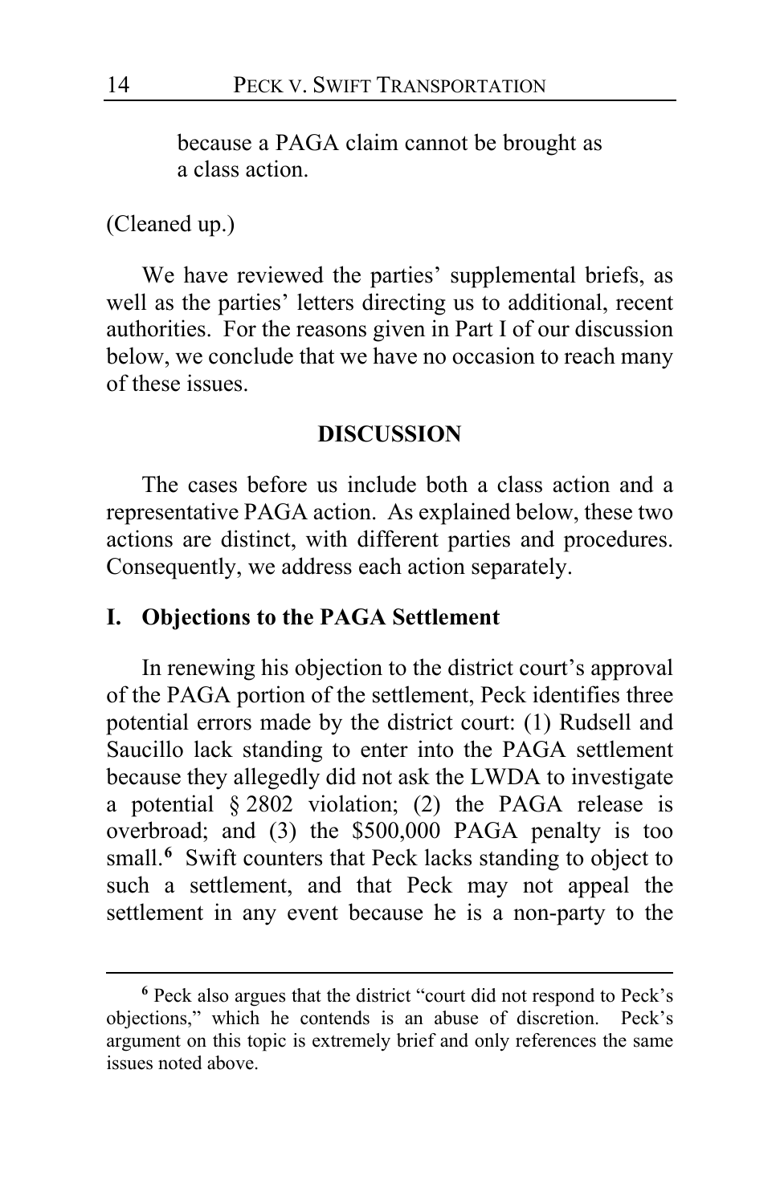> because a PAGA claim cannot be brought as a class action.

(Cleaned up.)

We have reviewed the parties' supplemental briefs, as well as the parties' letters directing us to additional, recent authorities. For the reasons given in Part I of our discussion below, we conclude that we have no occasion to reach many of these issues.

**DISCUSSION**

The cases before us include both a class action and a representative PAGA action. As explained below, these two actions are distinct, with different parties and procedures. Consequently, we address each action separately.

## I. Objections to the PAGA Settlement

In renewing his objection to the district court's approval of the PAGA portion of the settlement, Peck identifies three potential errors made by the district court: (1) Rudsell and Saucillo lack standing to enter into the PAGA settlement because they allegedly did not ask the LWDA to investigate a potential § 2802 violation; (2) the PAGA release is overbroad; and (3) the $500,000 PAGA penalty is too small.[6] Swift counters that Peck lacks standing to object to such a settlement, and that Peck may not appeal the settlement in any event because he is a non-party to the

[6] Peck also argues that the district "court did not respond to Peck's objections," which he contends is an abuse of discretion. Peck's argument on this topic is extremely brief and only references the same issues noted above.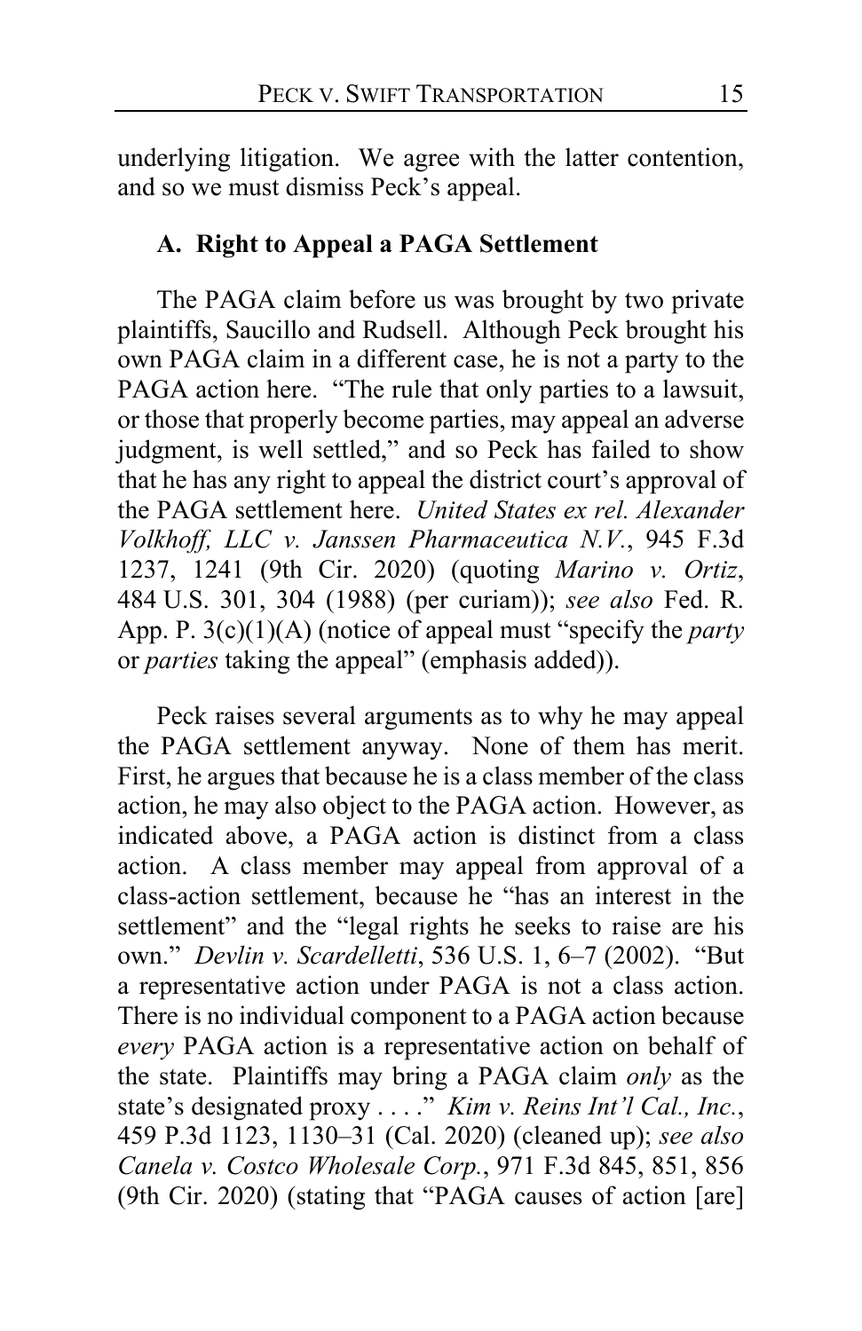underlying litigation. We agree with the latter contention, and so we must dismiss Peck's appeal.

### A. Right to Appeal a PAGA Settlement

The PAGA claim before us was brought by two private plaintiffs, Saucillo and Rudsell. Although Peck brought his own PAGA claim in a different case, he is not a party to the PAGA action here. "The rule that only parties to a lawsuit, or those that properly become parties, may appeal an adverse judgment, is well settled," and so Peck has failed to show that he has any right to appeal the district court's approval of the PAGA settlement here. *United States ex rel. Alexander Volkhoff, LLC v. Janssen Pharmaceutica N.V.*, 945 F.3d 1237, 1241 (9th Cir. 2020) (quoting *Marino v. Ortiz*, 484 U.S. 301, 304 (1988) (per curiam)); *see also* Fed. R. App. P. 3(c)(1)(A) (notice of appeal must "specify the *party* or *parties* taking the appeal" (emphasis added)).

Peck raises several arguments as to why he may appeal the PAGA settlement anyway. None of them has merit. First, he argues that because he is a class member of the class action, he may also object to the PAGA action. However, as indicated above, a PAGA action is distinct from a class action. A class member may appeal from approval of a class-action settlement, because he "has an interest in the settlement" and the "legal rights he seeks to raise are his own." *Devlin v. Scardelletti*, 536 U.S. 1, 6–7 (2002). "But a representative action under PAGA is not a class action. There is no individual component to a PAGA action because *every* PAGA action is a representative action on behalf of the state. Plaintiffs may bring a PAGA claim *only* as the state's designated proxy . . . ." *Kim v. Reins Int'l Cal., Inc.*, 459 P.3d 1123, 1130–31 (Cal. 2020) (cleaned up); *see also Canela v. Costco Wholesale Corp.*, 971 F.3d 845, 851, 856 (9th Cir. 2020) (stating that "PAGA causes of action [are]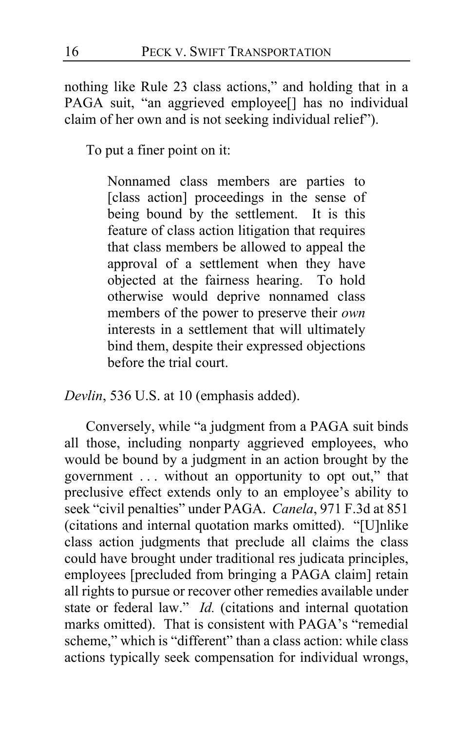nothing like Rule 23 class actions," and holding that in a PAGA suit, "an aggrieved employee[] has no individual claim of her own and is not seeking individual relief").

To put a finer point on it:

> Nonnamed class members are parties to [class action] proceedings in the sense of being bound by the settlement. It is this feature of class action litigation that requires that class members be allowed to appeal the approval of a settlement when they have objected at the fairness hearing. To hold otherwise would deprive nonnamed class members of the power to preserve their *own* interests in a settlement that will ultimately bind them, despite their expressed objections before the trial court.

*Devlin*, 536 U.S. at 10 (emphasis added).

Conversely, while "a judgment from a PAGA suit binds all those, including nonparty aggrieved employees, who would be bound by a judgment in an action brought by the government . . . without an opportunity to opt out," that preclusive effect extends only to an employee's ability to seek "civil penalties" under PAGA. *Canela*, 971 F.3d at 851 (citations and internal quotation marks omitted). "[U]nlike class action judgments that preclude all claims the class could have brought under traditional res judicata principles, employees [precluded from bringing a PAGA claim] retain all rights to pursue or recover other remedies available under state or federal law." *Id.* (citations and internal quotation marks omitted). That is consistent with PAGA's "remedial scheme," which is "different" than a class action: while class actions typically seek compensation for individual wrongs,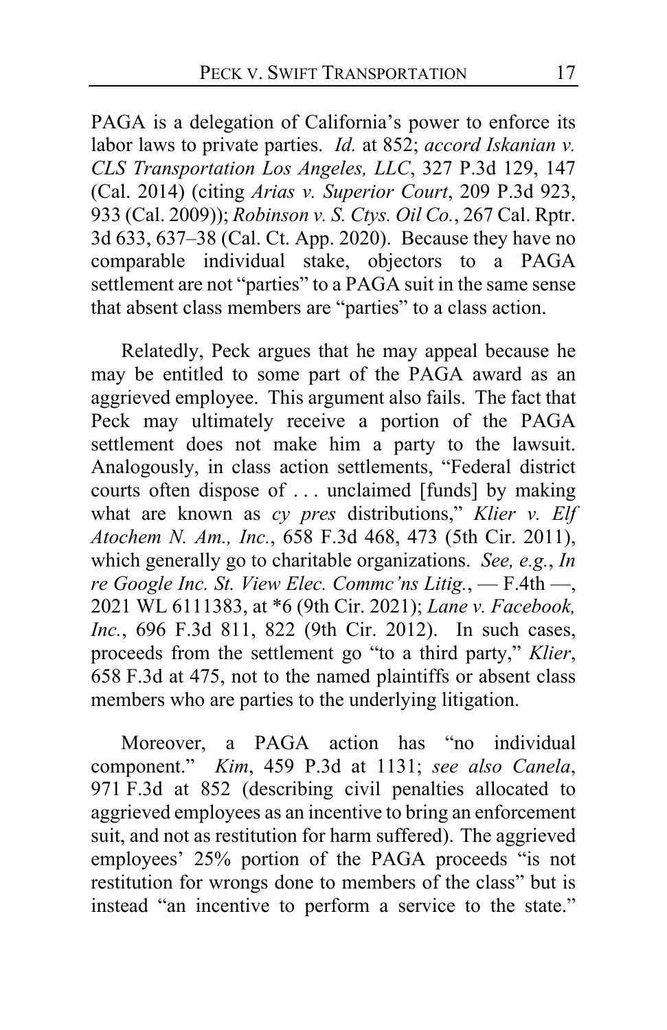PAGA is a delegation of California's power to enforce its labor laws to private parties. *Id.* at 852; *accord Iskanian v. CLS Transportation Los Angeles, LLC*, 327 P.3d 129, 147 (Cal. 2014) (citing *Arias v. Superior Court*, 209 P.3d 923, 933 (Cal. 2009)); *Robinson v. S. Ctys. Oil Co.*, 267 Cal. Rptr. 3d 633, 637–38 (Cal. Ct. App. 2020). Because they have no comparable individual stake, objectors to a PAGA settlement are not "parties" to a PAGA suit in the same sense that absent class members are "parties" to a class action.

Relatedly, Peck argues that he may appeal because he may be entitled to some part of the PAGA award as an aggrieved employee. This argument also fails. The fact that Peck may ultimately receive a portion of the PAGA settlement does not make him a party to the lawsuit. Analogously, in class action settlements, "Federal district courts often dispose of . . . unclaimed [funds] by making what are known as *cy pres* distributions," *Klier v. Elf Atochem N. Am., Inc.*, 658 F.3d 468, 473 (5th Cir. 2011), which generally go to charitable organizations. *See, e.g.*, *In re Google Inc. St. View Elec. Commc'ns Litig.*, — F.4th —, 2021 WL 6111383, at *6 (9th Cir. 2021); *Lane v. Facebook, Inc.*, 696 F.3d 811, 822 (9th Cir. 2012). In such cases, proceeds from the settlement go "to a third party," *Klier*, 658 F.3d at 475, not to the named plaintiffs or absent class members who are parties to the underlying litigation.

Moreover, a PAGA action has "no individual component." *Kim*, 459 P.3d at 1131; *see also Canela*, 971 F.3d at 852 (describing civil penalties allocated to aggrieved employees as an incentive to bring an enforcement suit, and not as restitution for harm suffered). The aggrieved employees' 25% portion of the PAGA proceeds "is not restitution for wrongs done to members of the class" but is instead "an incentive to perform a service to the state."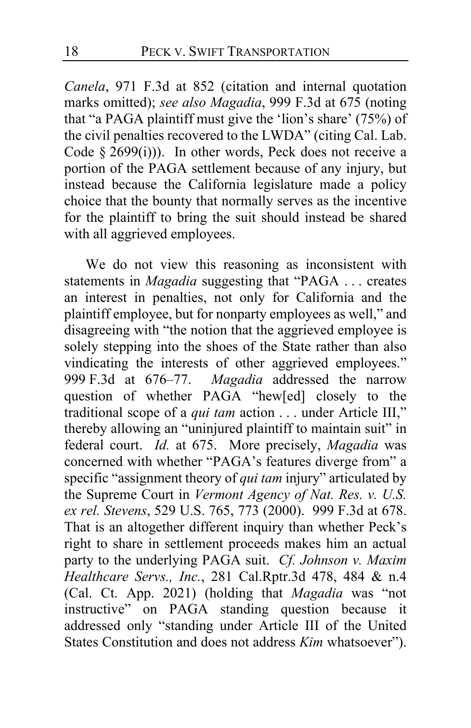*Canela*, 971 F.3d at 852 (citation and internal quotation marks omitted); *see also Magadia*, 999 F.3d at 675 (noting that "a PAGA plaintiff must give the 'lion's share' (75%) of the civil penalties recovered to the LWDA" (citing Cal. Lab. Code § 2699(i))). In other words, Peck does not receive a portion of the PAGA settlement because of any injury, but instead because the California legislature made a policy choice that the bounty that normally serves as the incentive for the plaintiff to bring the suit should instead be shared with all aggrieved employees.

We do not view this reasoning as inconsistent with statements in *Magadia* suggesting that "PAGA . . . creates an interest in penalties, not only for California and the plaintiff employee, but for nonparty employees as well," and disagreeing with "the notion that the aggrieved employee is solely stepping into the shoes of the State rather than also vindicating the interests of other aggrieved employees." 999 F.3d at 676–77. *Magadia* addressed the narrow question of whether PAGA "hew[ed] closely to the traditional scope of a *qui tam* action . . . under Article III," thereby allowing an "uninjured plaintiff to maintain suit" in federal court. *Id.* at 675. More precisely, *Magadia* was concerned with whether "PAGA's features diverge from" a specific "assignment theory of *qui tam* injury" articulated by the Supreme Court in *Vermont Agency of Nat. Res. v. U.S. ex rel. Stevens*, 529 U.S. 765, 773 (2000). 999 F.3d at 678. That is an altogether different inquiry than whether Peck's right to share in settlement proceeds makes him an actual party to the underlying PAGA suit. *Cf. Johnson v. Maxim Healthcare Servs., Inc.*, 281 Cal.Rptr.3d 478, 484 & n.4 (Cal. Ct. App. 2021) (holding that *Magadia* was "not instructive" on PAGA standing question because it addressed only "standing under Article III of the United States Constitution and does not address *Kim* whatsoever").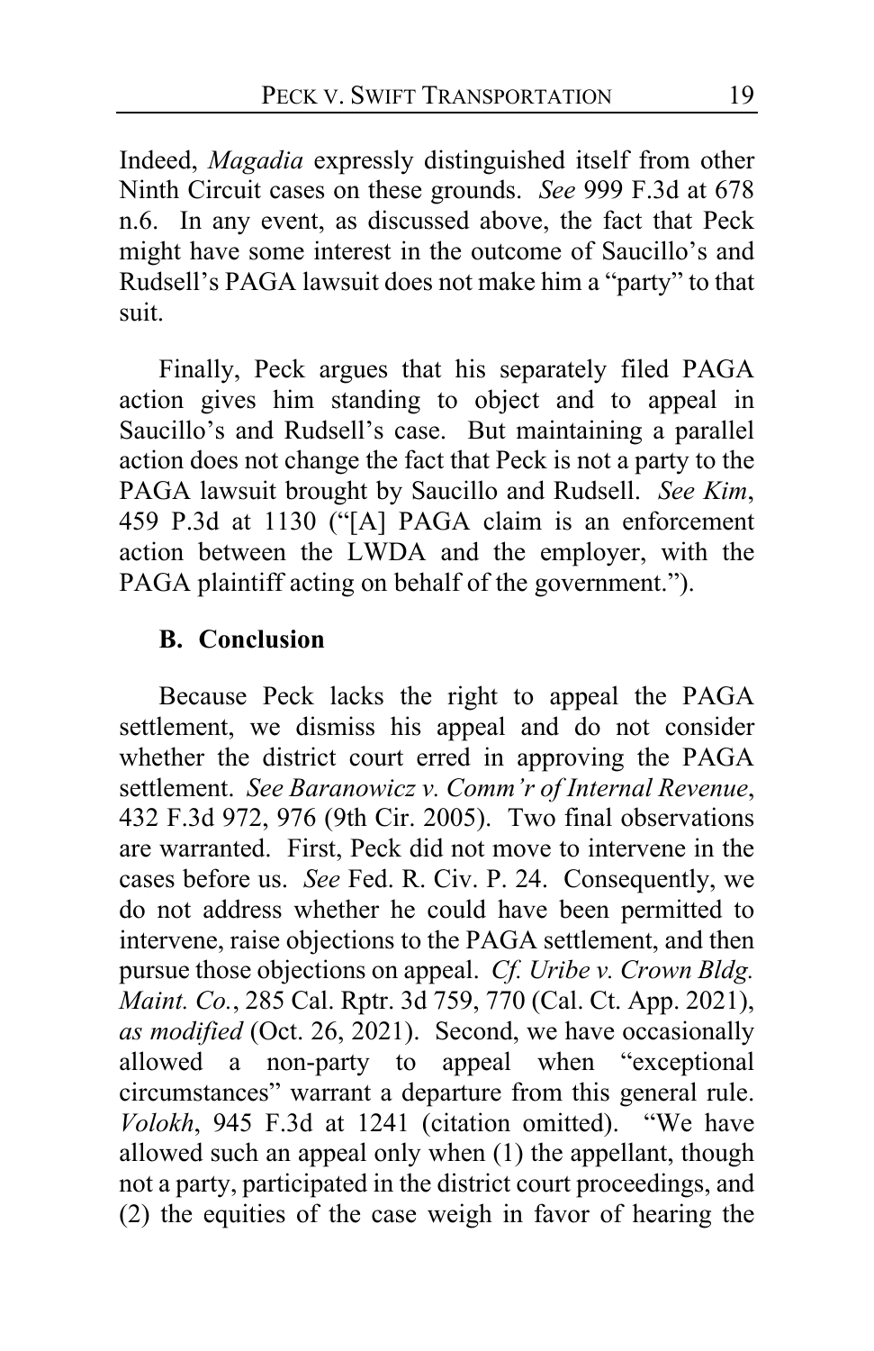Indeed, *Magadia* expressly distinguished itself from other Ninth Circuit cases on these grounds. *See* 999 F.3d at 678 n.6. In any event, as discussed above, the fact that Peck might have some interest in the outcome of Saucillo's and Rudsell's PAGA lawsuit does not make him a "party" to that suit.

Finally, Peck argues that his separately filed PAGA action gives him standing to object and to appeal in Saucillo's and Rudsell's case. But maintaining a parallel action does not change the fact that Peck is not a party to the PAGA lawsuit brought by Saucillo and Rudsell. *See Kim*, 459 P.3d at 1130 ("[A] PAGA claim is an enforcement action between the LWDA and the employer, with the PAGA plaintiff acting on behalf of the government.").

### B. Conclusion

Because Peck lacks the right to appeal the PAGA settlement, we dismiss his appeal and do not consider whether the district court erred in approving the PAGA settlement. *See Baranowicz v. Comm'r of Internal Revenue*, 432 F.3d 972, 976 (9th Cir. 2005). Two final observations are warranted. First, Peck did not move to intervene in the cases before us. *See* Fed. R. Civ. P. 24. Consequently, we do not address whether he could have been permitted to intervene, raise objections to the PAGA settlement, and then pursue those objections on appeal. *Cf. Uribe v. Crown Bldg. Maint. Co.*, 285 Cal. Rptr. 3d 759, 770 (Cal. Ct. App. 2021), *as modified* (Oct. 26, 2021). Second, we have occasionally allowed a non-party to appeal when "exceptional circumstances" warrant a departure from this general rule. *Volokh*, 945 F.3d at 1241 (citation omitted). "We have allowed such an appeal only when (1) the appellant, though not a party, participated in the district court proceedings, and (2) the equities of the case weigh in favor of hearing the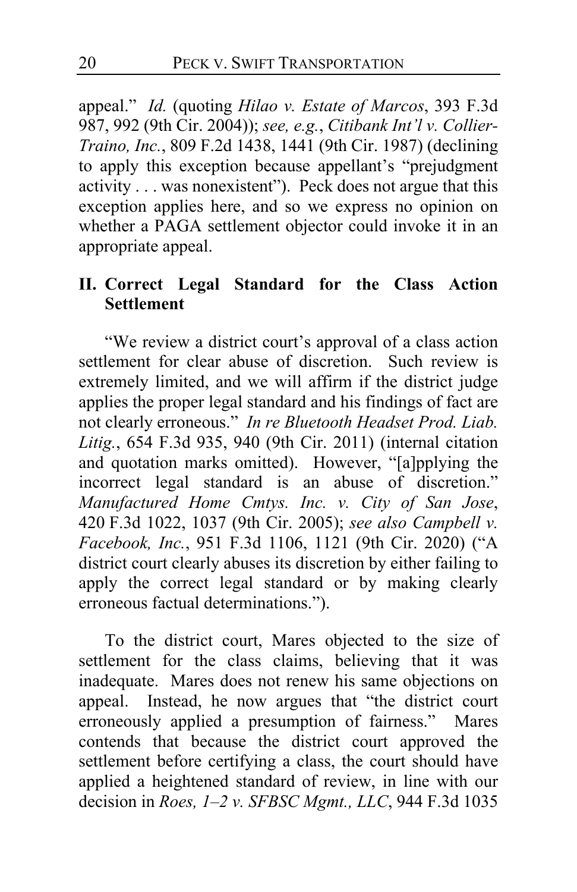appeal." *Id.* (quoting *Hilao v. Estate of Marcos*, 393 F.3d 987, 992 (9th Cir. 2004)); *see, e.g.*, *Citibank Int'l v. Collier-Traino, Inc.*, 809 F.2d 1438, 1441 (9th Cir. 1987) (declining to apply this exception because appellant's "prejudgment activity . . . was nonexistent"). Peck does not argue that this exception applies here, and so we express no opinion on whether a PAGA settlement objector could invoke it in an appropriate appeal.

## II. Correct Legal Standard for the Class Action Settlement

"We review a district court's approval of a class action settlement for clear abuse of discretion. Such review is extremely limited, and we will affirm if the district judge applies the proper legal standard and his findings of fact are not clearly erroneous." *In re Bluetooth Headset Prod. Liab. Litig.*, 654 F.3d 935, 940 (9th Cir. 2011) (internal citation and quotation marks omitted). However, "[a]pplying the incorrect legal standard is an abuse of discretion." *Manufactured Home Cmtys. Inc. v. City of San Jose*, 420 F.3d 1022, 1037 (9th Cir. 2005); *see also Campbell v. Facebook, Inc.*, 951 F.3d 1106, 1121 (9th Cir. 2020) ("A district court clearly abuses its discretion by either failing to apply the correct legal standard or by making clearly erroneous factual determinations.").

To the district court, Mares objected to the size of settlement for the class claims, believing that it was inadequate. Mares does not renew his same objections on appeal. Instead, he now argues that "the district court erroneously applied a presumption of fairness." Mares contends that because the district court approved the settlement before certifying a class, the court should have applied a heightened standard of review, in line with our decision in *Roes, 1–2 v. SFBSC Mgmt., LLC*, 944 F.3d 1035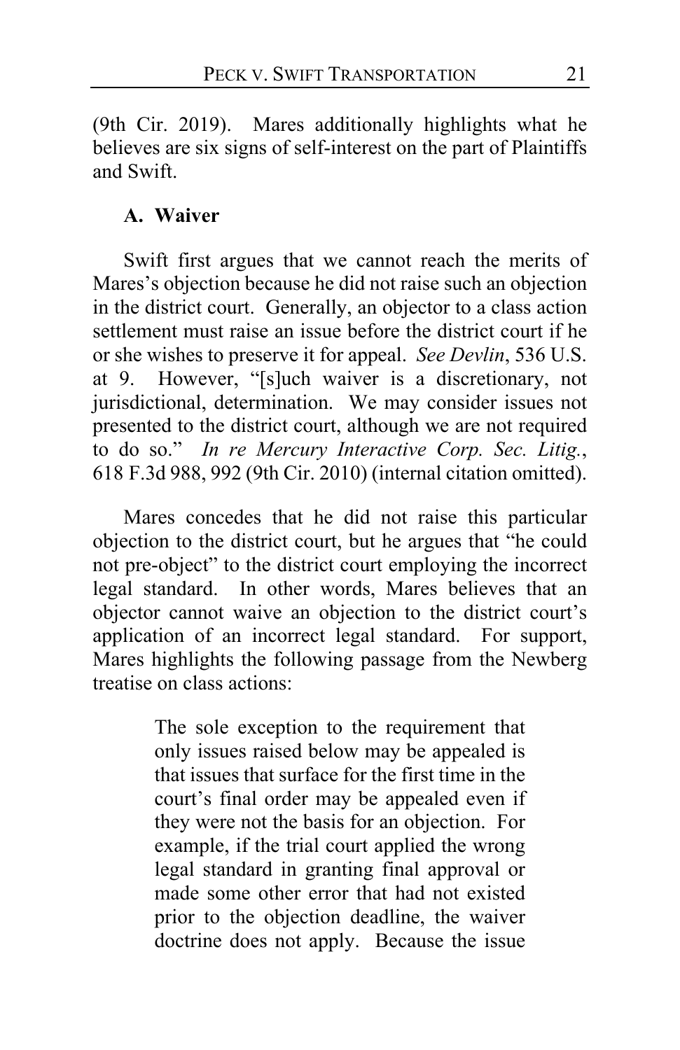(9th Cir. 2019). Mares additionally highlights what he believes are six signs of self-interest on the part of Plaintiffs and Swift.

### A. Waiver

Swift first argues that we cannot reach the merits of Mares's objection because he did not raise such an objection in the district court. Generally, an objector to a class action settlement must raise an issue before the district court if he or she wishes to preserve it for appeal. *See Devlin*, 536 U.S. at 9. However, "[s]uch waiver is a discretionary, not jurisdictional, determination. We may consider issues not presented to the district court, although we are not required to do so." *In re Mercury Interactive Corp. Sec. Litig.*, 618 F.3d 988, 992 (9th Cir. 2010) (internal citation omitted).

Mares concedes that he did not raise this particular objection to the district court, but he argues that "he could not pre-object" to the district court employing the incorrect legal standard. In other words, Mares believes that an objector cannot waive an objection to the district court's application of an incorrect legal standard. For support, Mares highlights the following passage from the Newberg treatise on class actions:

> The sole exception to the requirement that only issues raised below may be appealed is that issues that surface for the first time in the court's final order may be appealed even if they were not the basis for an objection. For example, if the trial court applied the wrong legal standard in granting final approval or made some other error that had not existed prior to the objection deadline, the waiver doctrine does not apply. Because the issue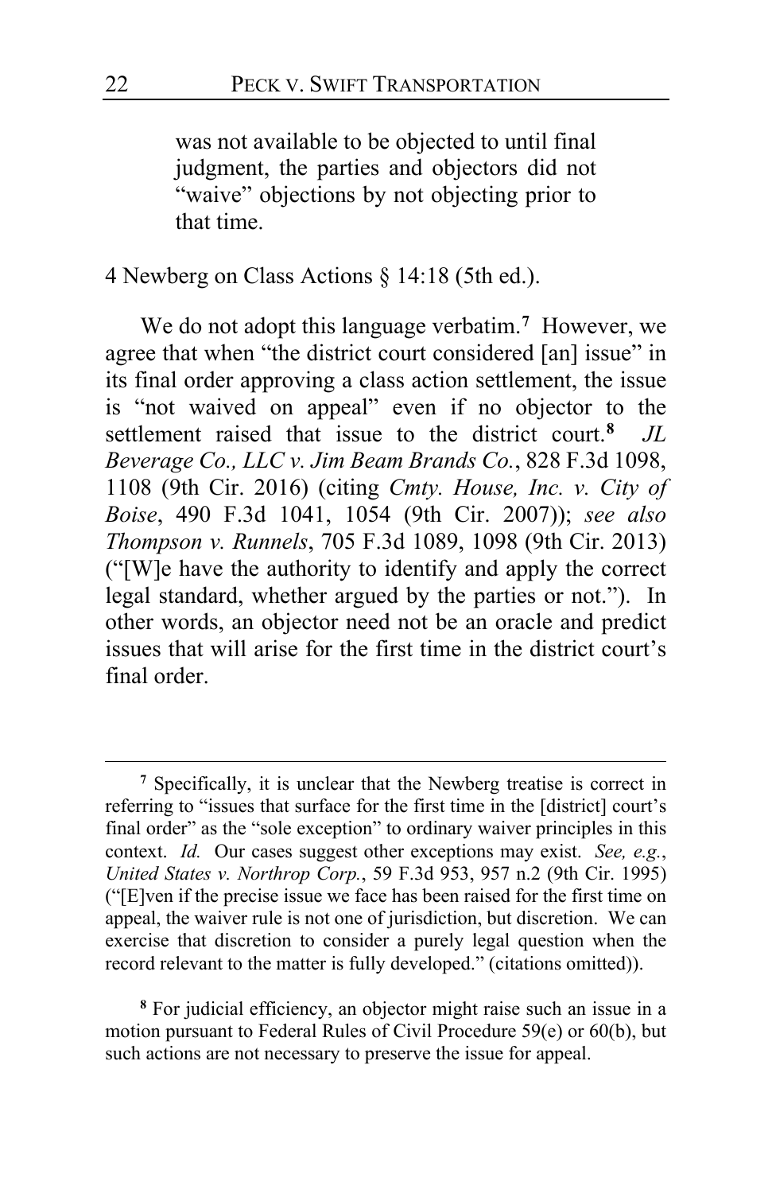> was not available to be objected to until final judgment, the parties and objectors did not "waive" objections by not objecting prior to that time.

4 Newberg on Class Actions § 14:18 (5th ed.).

We do not adopt this language verbatim.[7] However, we agree that when "the district court considered [an] issue" in its final order approving a class action settlement, the issue is "not waived on appeal" even if no objector to the settlement raised that issue to the district court.[8] *JL Beverage Co., LLC v. Jim Beam Brands Co.*, 828 F.3d 1098, 1108 (9th Cir. 2016) (citing *Cmty. House, Inc. v. City of Boise*, 490 F.3d 1041, 1054 (9th Cir. 2007)); *see also Thompson v. Runnels*, 705 F.3d 1089, 1098 (9th Cir. 2013) ("[W]e have the authority to identify and apply the correct legal standard, whether argued by the parties or not."). In other words, an objector need not be an oracle and predict issues that will arise for the first time in the district court's final order.

---

[7] Specifically, it is unclear that the Newberg treatise is correct in referring to "issues that surface for the first time in the [district] court's final order" as the "sole exception" to ordinary waiver principles in this context. *Id.* Our cases suggest other exceptions may exist. *See, e.g.*, *United States v. Northrop Corp.*, 59 F.3d 953, 957 n.2 (9th Cir. 1995) ("[E]ven if the precise issue we face has been raised for the first time on appeal, the waiver rule is not one of jurisdiction, but discretion. We can exercise that discretion to consider a purely legal question when the record relevant to the matter is fully developed." (citations omitted)).

[8] For judicial efficiency, an objector might raise such an issue in a motion pursuant to Federal Rules of Civil Procedure 59(e) or 60(b), but such actions are not necessary to preserve the issue for appeal.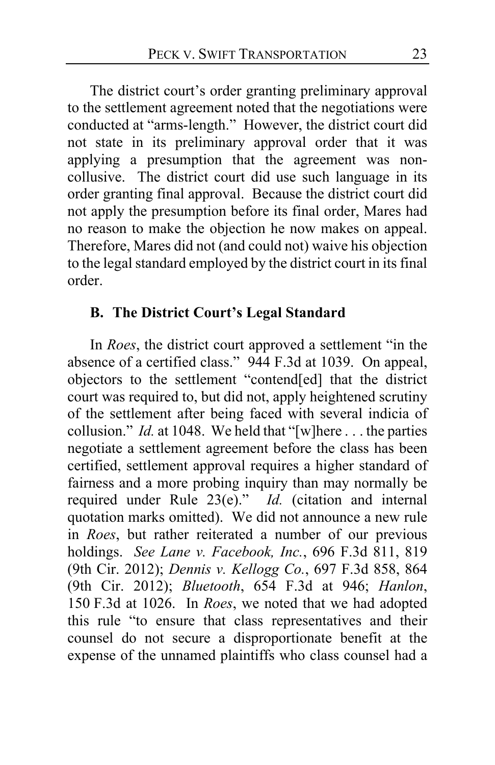The district court's order granting preliminary approval to the settlement agreement noted that the negotiations were conducted at "arms-length." However, the district court did not state in its preliminary approval order that it was applying a presumption that the agreement was non-collusive. The district court did use such language in its order granting final approval. Because the district court did not apply the presumption before its final order, Mares had no reason to make the objection he now makes on appeal. Therefore, Mares did not (and could not) waive his objection to the legal standard employed by the district court in its final order.

### B. The District Court's Legal Standard

In *Roes*, the district court approved a settlement "in the absence of a certified class." 944 F.3d at 1039. On appeal, objectors to the settlement "contend[ed] that the district court was required to, but did not, apply heightened scrutiny of the settlement after being faced with several indicia of collusion." *Id.* at 1048. We held that "[w]here . . . the parties negotiate a settlement agreement before the class has been certified, settlement approval requires a higher standard of fairness and a more probing inquiry than may normally be required under Rule 23(e)." *Id.* (citation and internal quotation marks omitted). We did not announce a new rule in *Roes*, but rather reiterated a number of our previous holdings. *See Lane v. Facebook, Inc.*, 696 F.3d 811, 819 (9th Cir. 2012); *Dennis v. Kellogg Co.*, 697 F.3d 858, 864 (9th Cir. 2012); *Bluetooth*, 654 F.3d at 946; *Hanlon*, 150 F.3d at 1026. In *Roes*, we noted that we had adopted this rule "to ensure that class representatives and their counsel do not secure a disproportionate benefit at the expense of the unnamed plaintiffs who class counsel had a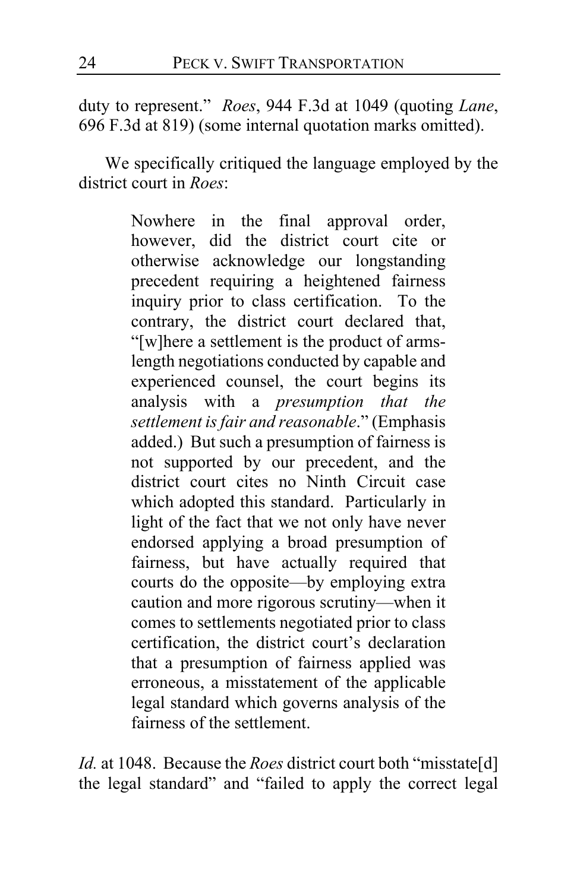duty to represent." *Roes*, 944 F.3d at 1049 (quoting *Lane*, 696 F.3d at 819) (some internal quotation marks omitted).

We specifically critiqued the language employed by the district court in *Roes*:

> Nowhere in the final approval order, however, did the district court cite or otherwise acknowledge our longstanding precedent requiring a heightened fairness inquiry prior to class certification. To the contrary, the district court declared that, "[w]here a settlement is the product of arms-length negotiations conducted by capable and experienced counsel, the court begins its analysis with a *presumption that the settlement is fair and reasonable*." (Emphasis added.) But such a presumption of fairness is not supported by our precedent, and the district court cites no Ninth Circuit case which adopted this standard. Particularly in light of the fact that we not only have never endorsed applying a broad presumption of fairness, but have actually required that courts do the opposite—by employing extra caution and more rigorous scrutiny—when it comes to settlements negotiated prior to class certification, the district court's declaration that a presumption of fairness applied was erroneous, a misstatement of the applicable legal standard which governs analysis of the fairness of the settlement.

*Id.* at 1048. Because the *Roes* district court both "misstate[d] the legal standard" and "failed to apply the correct legal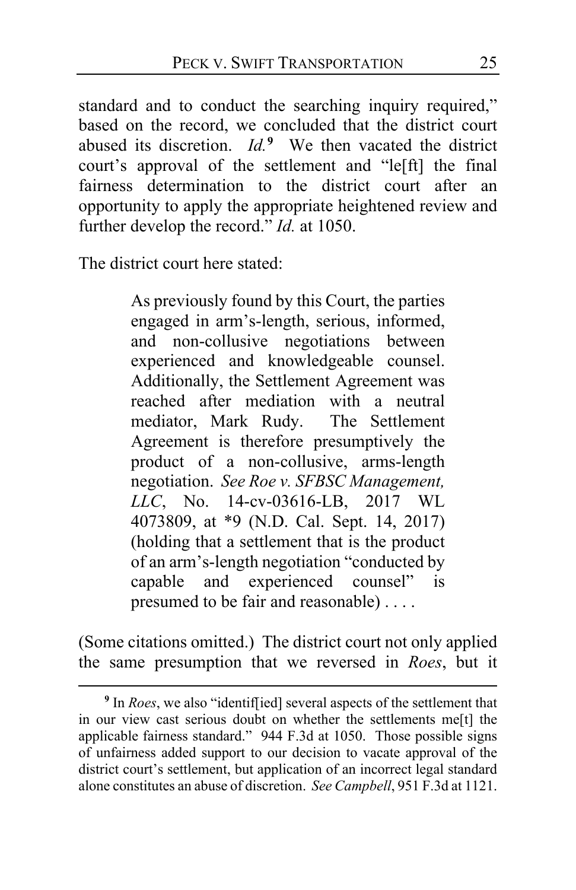standard and to conduct the searching inquiry required," based on the record, we concluded that the district court abused its discretion. *Id.*[9] We then vacated the district court's approval of the settlement and "le[ft] the final fairness determination to the district court after an opportunity to apply the appropriate heightened review and further develop the record." *Id.* at 1050.

The district court here stated:

> As previously found by this Court, the parties engaged in arm's-length, serious, informed, and non-collusive negotiations between experienced and knowledgeable counsel. Additionally, the Settlement Agreement was reached after mediation with a neutral mediator, Mark Rudy. The Settlement Agreement is therefore presumptively the product of a non-collusive, arms-length negotiation. *See Roe v. SFBSC Management, LLC*, No. 14-cv-03616-LB, 2017 WL 4073809, at *9 (N.D. Cal. Sept. 14, 2017) (holding that a settlement that is the product of an arm's-length negotiation "conducted by capable and experienced counsel" is presumed to be fair and reasonable) . . . .

(Some citations omitted.) The district court not only applied the same presumption that we reversed in *Roes*, but it

---

[9] In *Roes*, we also "identif[ied] several aspects of the settlement that in our view cast serious doubt on whether the settlements me[t] the applicable fairness standard." 944 F.3d at 1050. Those possible signs of unfairness added support to our decision to vacate approval of the district court's settlement, but application of an incorrect legal standard alone constitutes an abuse of discretion. *See Campbell*, 951 F.3d at 1121.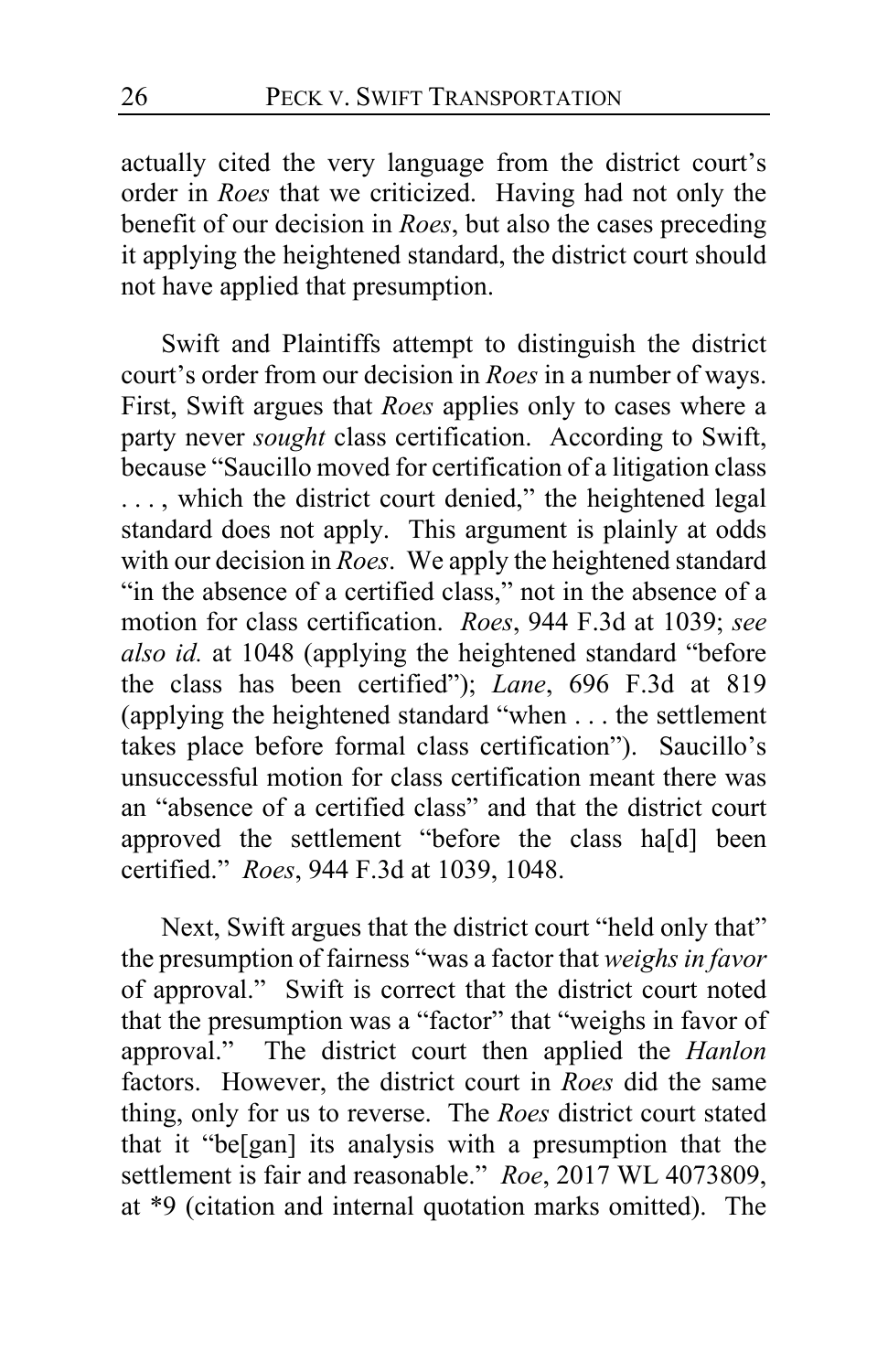actually cited the very language from the district court's order in *Roes* that we criticized. Having had not only the benefit of our decision in *Roes*, but also the cases preceding it applying the heightened standard, the district court should not have applied that presumption.

Swift and Plaintiffs attempt to distinguish the district court's order from our decision in *Roes* in a number of ways. First, Swift argues that *Roes* applies only to cases where a party never *sought* class certification. According to Swift, because "Saucillo moved for certification of a litigation class . . . , which the district court denied," the heightened legal standard does not apply. This argument is plainly at odds with our decision in *Roes*. We apply the heightened standard "in the absence of a certified class," not in the absence of a motion for class certification. *Roes*, 944 F.3d at 1039; *see also id.* at 1048 (applying the heightened standard "before the class has been certified"); *Lane*, 696 F.3d at 819 (applying the heightened standard "when . . . the settlement takes place before formal class certification"). Saucillo's unsuccessful motion for class certification meant there was an "absence of a certified class" and that the district court approved the settlement "before the class ha[d] been certified." *Roes*, 944 F.3d at 1039, 1048.

Next, Swift argues that the district court "held only that" the presumption of fairness "was a factor that *weighs in favor* of approval." Swift is correct that the district court noted that the presumption was a "factor" that "weighs in favor of approval." The district court then applied the *Hanlon* factors. However, the district court in *Roes* did the same thing, only for us to reverse. The *Roes* district court stated that it "be[gan] its analysis with a presumption that the settlement is fair and reasonable." *Roe*, 2017 WL 4073809, at *9 (citation and internal quotation marks omitted). The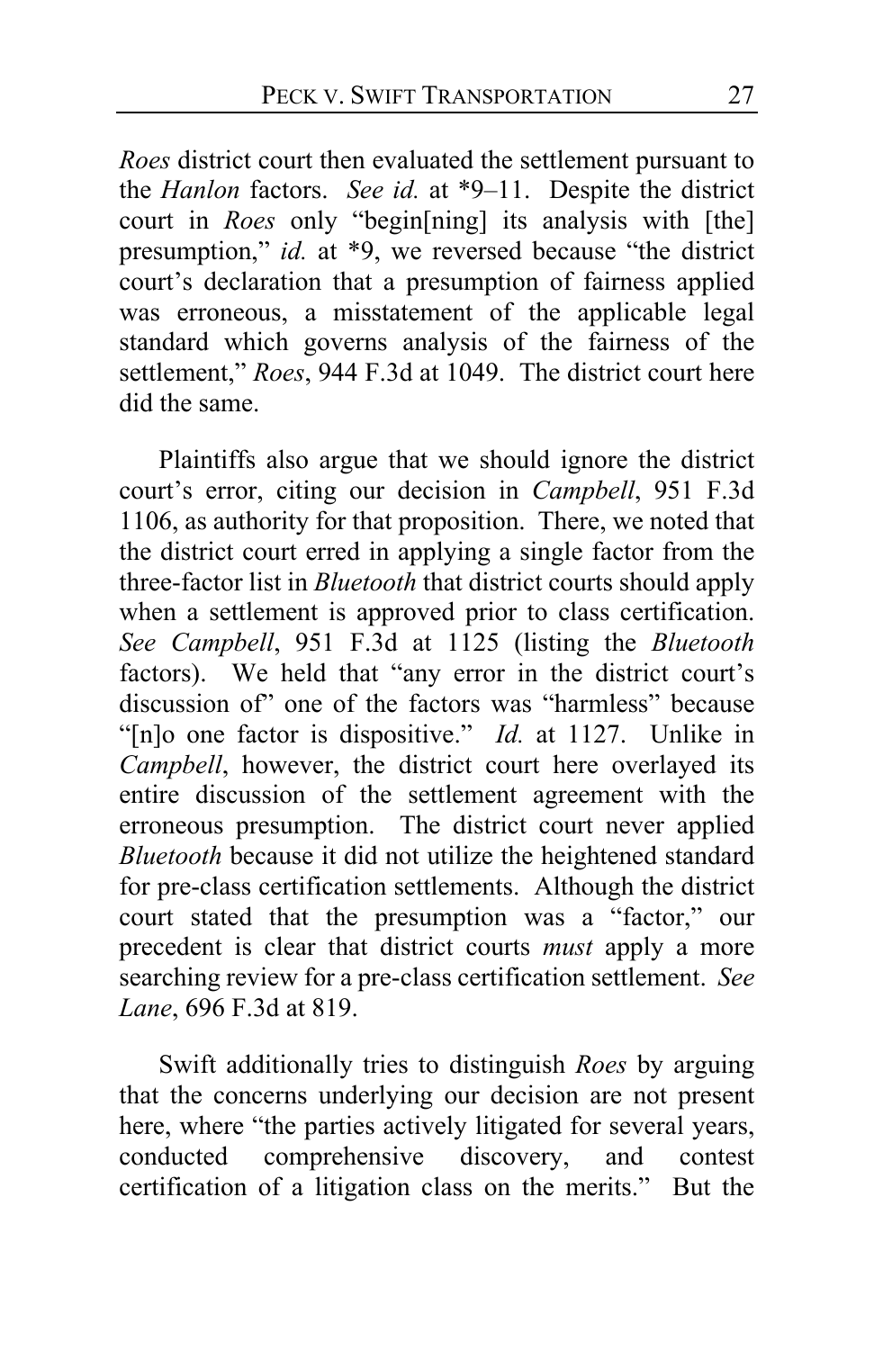*Roes* district court then evaluated the settlement pursuant to the *Hanlon* factors. *See id.* at *9–11. Despite the district court in *Roes* only "begin[ning] its analysis with [the] presumption," *id.* at *9, we reversed because "the district court's declaration that a presumption of fairness applied was erroneous, a misstatement of the applicable legal standard which governs analysis of the fairness of the settlement," *Roes*, 944 F.3d at 1049. The district court here did the same.

Plaintiffs also argue that we should ignore the district court's error, citing our decision in *Campbell*, 951 F.3d 1106, as authority for that proposition. There, we noted that the district court erred in applying a single factor from the three-factor list in *Bluetooth* that district courts should apply when a settlement is approved prior to class certification. *See Campbell*, 951 F.3d at 1125 (listing the *Bluetooth* factors). We held that "any error in the district court's discussion of" one of the factors was "harmless" because "[n]o one factor is dispositive." *Id.* at 1127. Unlike in *Campbell*, however, the district court here overlayed its entire discussion of the settlement agreement with the erroneous presumption. The district court never applied *Bluetooth* because it did not utilize the heightened standard for pre-class certification settlements. Although the district court stated that the presumption was a "factor," our precedent is clear that district courts *must* apply a more searching review for a pre-class certification settlement. *See Lane*, 696 F.3d at 819.

Swift additionally tries to distinguish *Roes* by arguing that the concerns underlying our decision are not present here, where "the parties actively litigated for several years, conducted comprehensive discovery, and contest certification of a litigation class on the merits." But the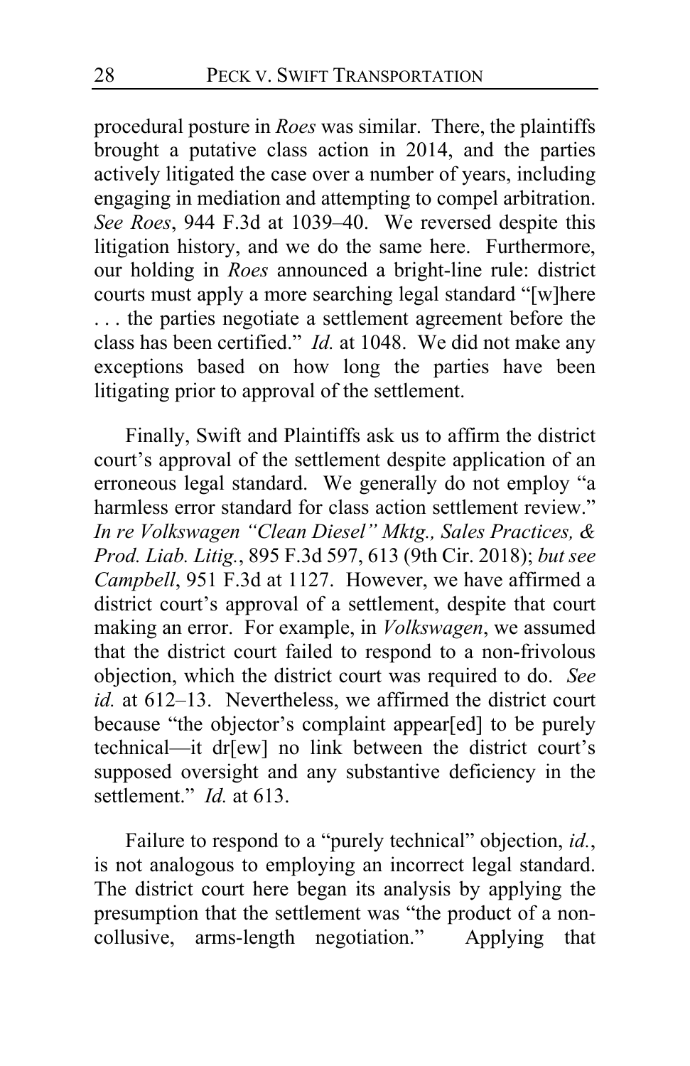procedural posture in *Roes* was similar. There, the plaintiffs brought a putative class action in 2014, and the parties actively litigated the case over a number of years, including engaging in mediation and attempting to compel arbitration. *See Roes*, 944 F.3d at 1039–40. We reversed despite this litigation history, and we do the same here. Furthermore, our holding in *Roes* announced a bright-line rule: district courts must apply a more searching legal standard "[w]here . . . the parties negotiate a settlement agreement before the class has been certified." *Id.* at 1048. We did not make any exceptions based on how long the parties have been litigating prior to approval of the settlement.

Finally, Swift and Plaintiffs ask us to affirm the district court's approval of the settlement despite application of an erroneous legal standard. We generally do not employ "a harmless error standard for class action settlement review." *In re Volkswagen "Clean Diesel" Mktg., Sales Practices, & Prod. Liab. Litig.*, 895 F.3d 597, 613 (9th Cir. 2018); *but see Campbell*, 951 F.3d at 1127. However, we have affirmed a district court's approval of a settlement, despite that court making an error. For example, in *Volkswagen*, we assumed that the district court failed to respond to a non-frivolous objection, which the district court was required to do. *See id.* at 612–13. Nevertheless, we affirmed the district court because "the objector's complaint appear[ed] to be purely technical—it dr[ew] no link between the district court's supposed oversight and any substantive deficiency in the settlement." *Id.* at 613.

Failure to respond to a "purely technical" objection, *id.*, is not analogous to employing an incorrect legal standard. The district court here began its analysis by applying the presumption that the settlement was "the product of a non-collusive, arms-length negotiation." Applying that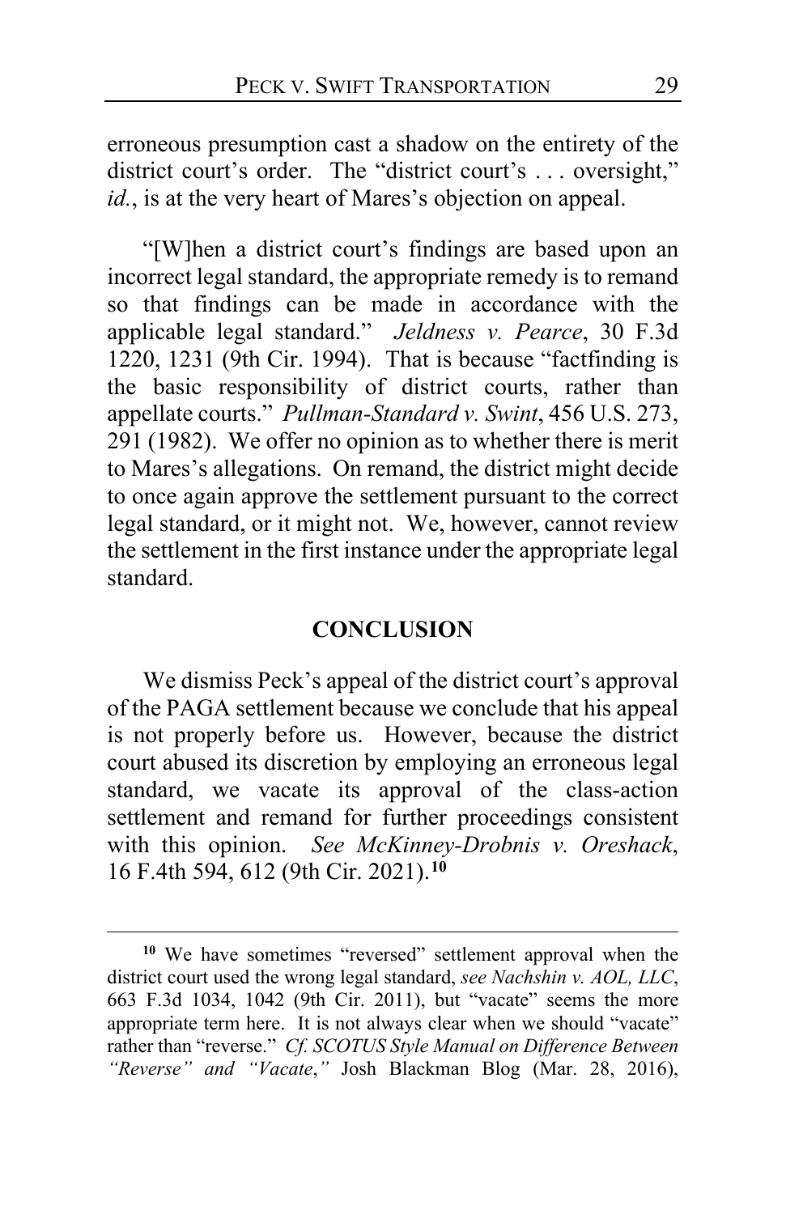erroneous presumption cast a shadow on the entirety of the district court's order. The "district court's . . . oversight," *id.*, is at the very heart of Mares's objection on appeal.

"[W]hen a district court's findings are based upon an incorrect legal standard, the appropriate remedy is to remand so that findings can be made in accordance with the applicable legal standard." *Jeldness v. Pearce*, 30 F.3d 1220, 1231 (9th Cir. 1994). That is because "factfinding is the basic responsibility of district courts, rather than appellate courts." *Pullman-Standard v. Swint*, 456 U.S. 273, 291 (1982). We offer no opinion as to whether there is merit to Mares's allegations. On remand, the district might decide to once again approve the settlement pursuant to the correct legal standard, or it might not. We, however, cannot review the settlement in the first instance under the appropriate legal standard.

## CONCLUSION

We dismiss Peck's appeal of the district court's approval of the PAGA settlement because we conclude that his appeal is not properly before us. However, because the district court abused its discretion by employing an erroneous legal standard, we vacate its approval of the class-action settlement and remand for further proceedings consistent with this opinion. *See McKinney-Drobnis v. Oreshack*, 16 F.4th 594, 612 (9th Cir. 2021).[10]

---

[10] We have sometimes "reversed" settlement approval when the district court used the wrong legal standard, *see Nachshin v. AOL, LLC*, 663 F.3d 1034, 1042 (9th Cir. 2011), but "vacate" seems the more appropriate term here. It is not always clear when we should "vacate" rather than "reverse." *Cf. SCOTUS Style Manual on Difference Between "Reverse" and "Vacate*,*"* Josh Blackman Blog (Mar. 28, 2016),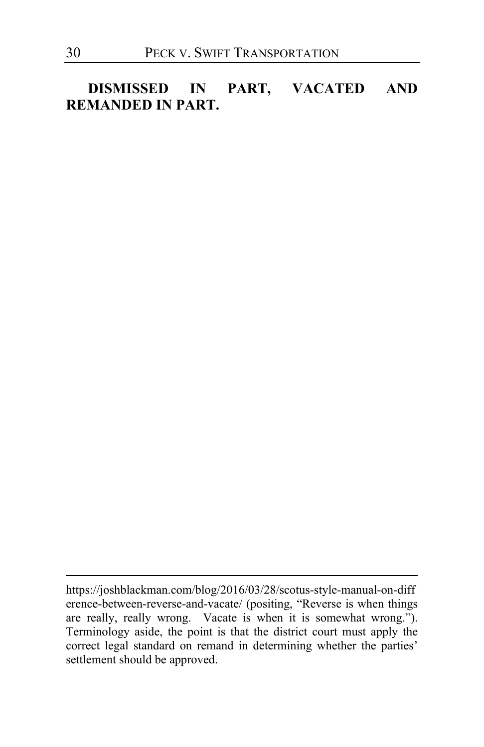**DISMISSED IN PART, VACATED AND REMANDED IN PART.**

---

https://joshblackman.com/blog/2016/03/28/scotus-style-manual-on-difference-between-reverse-and-vacate/ (positing, "Reverse is when things are really, really wrong. Vacate is when it is somewhat wrong."). Terminology aside, the point is that the district court must apply the correct legal standard on remand in determining whether the parties' settlement should be approved.